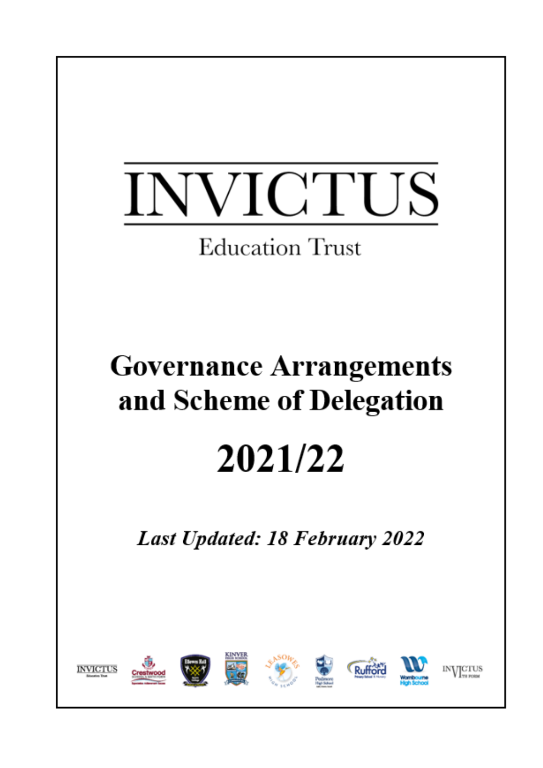# INVICTUS

Education Trust

## Governance Arrangements and Scheme of Delegation

## 2021/22

***Last Updated: 18 February 2022***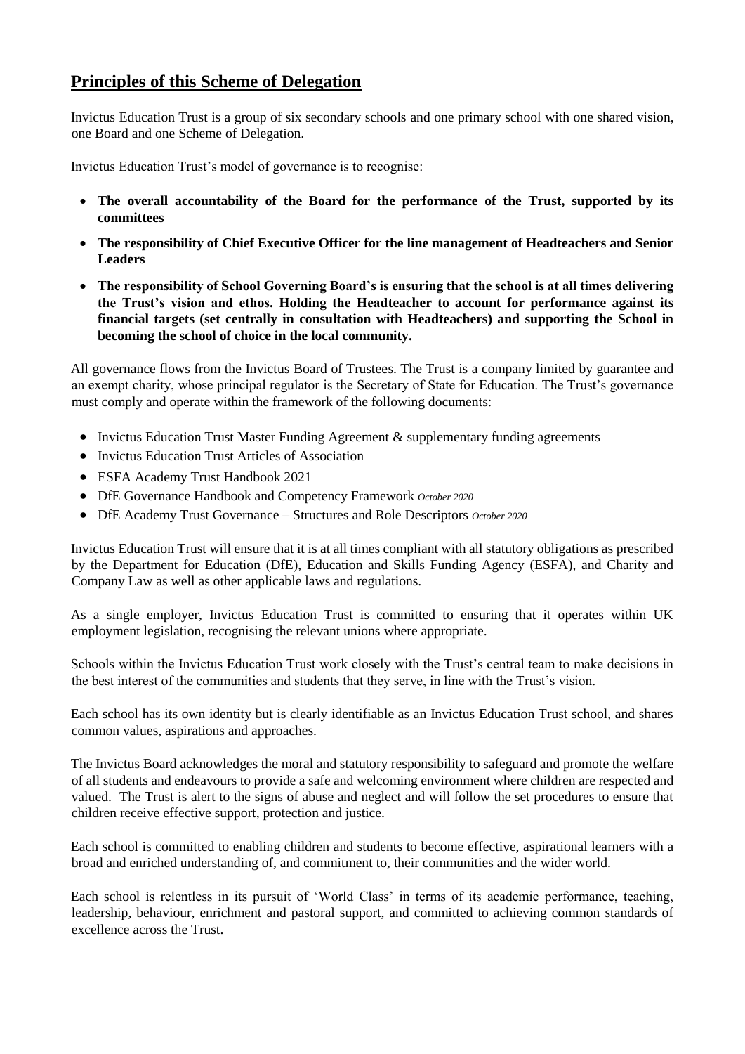## **Principles of this Scheme of Delegation**

Invictus Education Trust is a group of six secondary schools and one primary school with one shared vision, one Board and one Scheme of Delegation.

Invictus Education Trust's model of governance is to recognise:

- **The overall accountability of the Board for the performance of the Trust, supported by its committees**
- **The responsibility of Chief Executive Officer for the line management of Headteachers and Senior Leaders**
- **The responsibility of School Governing Board's is ensuring that the school is at all times delivering the Trust's vision and ethos. Holding the Headteacher to account for performance against its financial targets (set centrally in consultation with Headteachers) and supporting the School in becoming the school of choice in the local community.**

All governance flows from the Invictus Board of Trustees. The Trust is a company limited by guarantee and an exempt charity, whose principal regulator is the Secretary of State for Education. The Trust's governance must comply and operate within the framework of the following documents:

- Invictus Education Trust Master Funding Agreement & supplementary funding agreements
- Invictus Education Trust Articles of Association
- ESFA Academy Trust Handbook 2021
- DfE Governance Handbook and Competency Framework *October 2020*
- DfE Academy Trust Governance – Structures and Role Descriptors *October 2020*

Invictus Education Trust will ensure that it is at all times compliant with all statutory obligations as prescribed by the Department for Education (DfE), Education and Skills Funding Agency (ESFA), and Charity and Company Law as well as other applicable laws and regulations.

As a single employer, Invictus Education Trust is committed to ensuring that it operates within UK employment legislation, recognising the relevant unions where appropriate.

Schools within the Invictus Education Trust work closely with the Trust's central team to make decisions in the best interest of the communities and students that they serve, in line with the Trust's vision.

Each school has its own identity but is clearly identifiable as an Invictus Education Trust school, and shares common values, aspirations and approaches.

The Invictus Board acknowledges the moral and statutory responsibility to safeguard and promote the welfare of all students and endeavours to provide a safe and welcoming environment where children are respected and valued. The Trust is alert to the signs of abuse and neglect and will follow the set procedures to ensure that children receive effective support, protection and justice.

Each school is committed to enabling children and students to become effective, aspirational learners with a broad and enriched understanding of, and commitment to, their communities and the wider world.

Each school is relentless in its pursuit of 'World Class' in terms of its academic performance, teaching, leadership, behaviour, enrichment and pastoral support, and committed to achieving common standards of excellence across the Trust.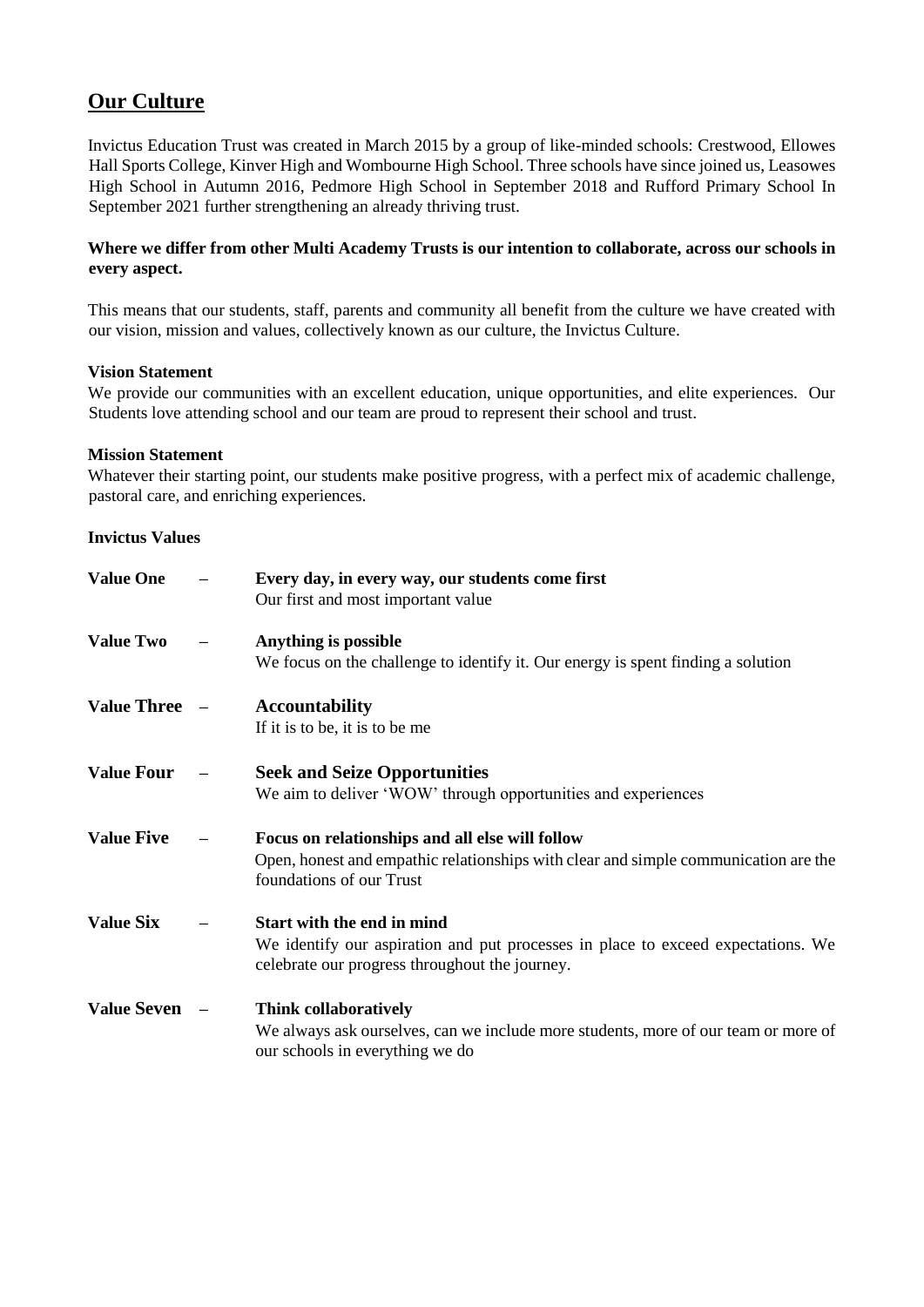## Our Culture

Invictus Education Trust was created in March 2015 by a group of like-minded schools: Crestwood, Ellowes Hall Sports College, Kinver High and Wombourne High School. Three schools have since joined us, Leasowes High School in Autumn 2016, Pedmore High School in September 2018 and Rufford Primary School In September 2021 further strengthening an already thriving trust.

**Where we differ from other Multi Academy Trusts is our intention to collaborate, across our schools in every aspect.**

This means that our students, staff, parents and community all benefit from the culture we have created with our vision, mission and values, collectively known as our culture, the Invictus Culture.

**Vision Statement**

We provide our communities with an excellent education, unique opportunities, and elite experiences. Our Students love attending school and our team are proud to represent their school and trust.

**Mission Statement**

Whatever their starting point, our students make positive progress, with a perfect mix of academic challenge, pastoral care, and enriching experiences.

**Invictus Values**

**Value One** – **Every day, in every way, our students come first**
Our first and most important value

**Value Two** – **Anything is possible**
We focus on the challenge to identify it. Our energy is spent finding a solution

**Value Three** – **Accountability**
If it is to be, it is to be me

**Value Four** – **Seek and Seize Opportunities**
We aim to deliver 'WOW' through opportunities and experiences

**Value Five** – **Focus on relationships and all else will follow**
Open, honest and empathic relationships with clear and simple communication are the foundations of our Trust

**Value Six** – **Start with the end in mind**
We identify our aspiration and put processes in place to exceed expectations. We celebrate our progress throughout the journey.

**Value Seven** – **Think collaboratively**
We always ask ourselves, can we include more students, more of our team or more of our schools in everything we do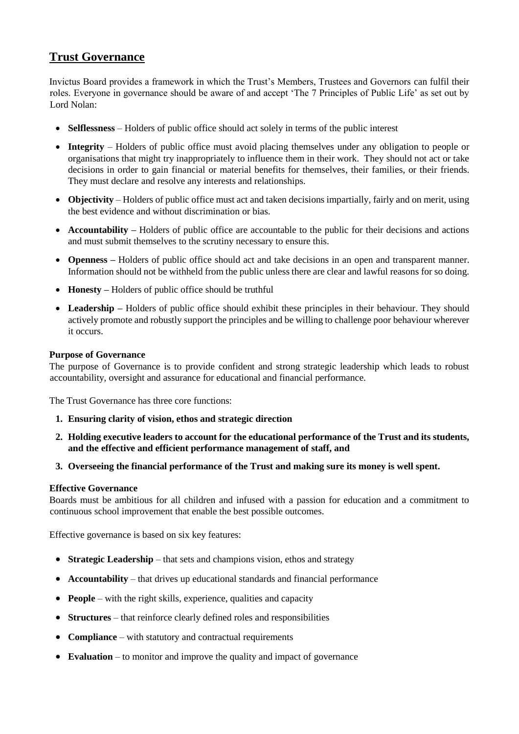## Trust Governance

Invictus Board provides a framework in which the Trust's Members, Trustees and Governors can fulfil their roles. Everyone in governance should be aware of and accept 'The 7 Principles of Public Life' as set out by Lord Nolan:

- **Selflessness** – Holders of public office should act solely in terms of the public interest
- **Integrity** – Holders of public office must avoid placing themselves under any obligation to people or organisations that might try inappropriately to influence them in their work. They should not act or take decisions in order to gain financial or material benefits for themselves, their families, or their friends. They must declare and resolve any interests and relationships.
- **Objectivity** – Holders of public office must act and taken decisions impartially, fairly and on merit, using the best evidence and without discrimination or bias.
- **Accountability –** Holders of public office are accountable to the public for their decisions and actions and must submit themselves to the scrutiny necessary to ensure this.
- **Openness –** Holders of public office should act and take decisions in an open and transparent manner. Information should not be withheld from the public unless there are clear and lawful reasons for so doing.
- **Honesty –** Holders of public office should be truthful
- **Leadership –** Holders of public office should exhibit these principles in their behaviour. They should actively promote and robustly support the principles and be willing to challenge poor behaviour wherever it occurs.

**Purpose of Governance**

The purpose of Governance is to provide confident and strong strategic leadership which leads to robust accountability, oversight and assurance for educational and financial performance.

The Trust Governance has three core functions:

1. **Ensuring clarity of vision, ethos and strategic direction**
2. **Holding executive leaders to account for the educational performance of the Trust and its students, and the effective and efficient performance management of staff, and**
3. **Overseeing the financial performance of the Trust and making sure its money is well spent.**

**Effective Governance**

Boards must be ambitious for all children and infused with a passion for education and a commitment to continuous school improvement that enable the best possible outcomes.

Effective governance is based on six key features:

- **Strategic Leadership** – that sets and champions vision, ethos and strategy
- **Accountability** – that drives up educational standards and financial performance
- **People** – with the right skills, experience, qualities and capacity
- **Structures** – that reinforce clearly defined roles and responsibilities
- **Compliance** – with statutory and contractual requirements
- **Evaluation** – to monitor and improve the quality and impact of governance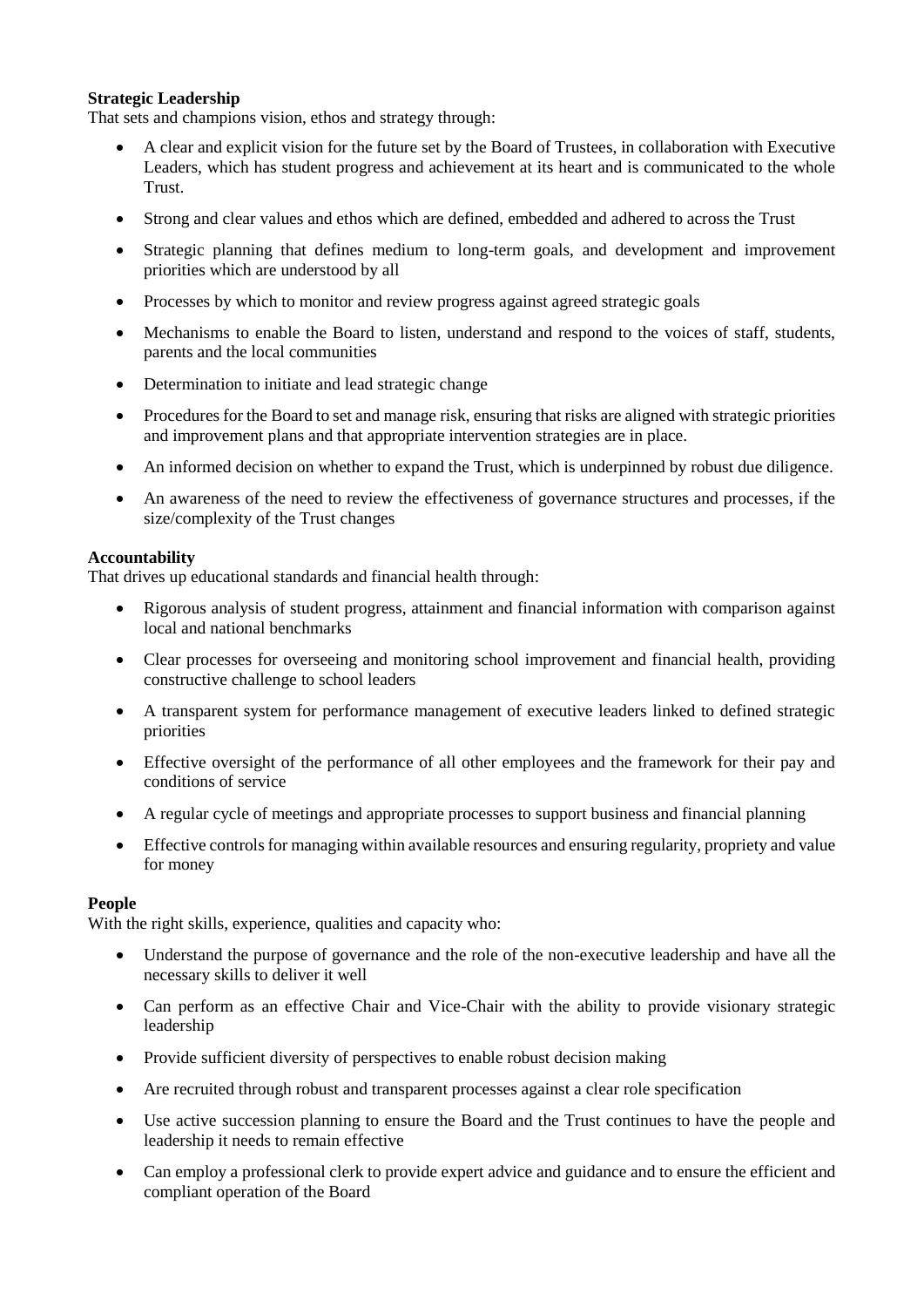**Strategic Leadership**
That sets and champions vision, ethos and strategy through:

- A clear and explicit vision for the future set by the Board of Trustees, in collaboration with Executive Leaders, which has student progress and achievement at its heart and is communicated to the whole Trust.
- Strong and clear values and ethos which are defined, embedded and adhered to across the Trust
- Strategic planning that defines medium to long-term goals, and development and improvement priorities which are understood by all
- Processes by which to monitor and review progress against agreed strategic goals
- Mechanisms to enable the Board to listen, understand and respond to the voices of staff, students, parents and the local communities
- Determination to initiate and lead strategic change
- Procedures for the Board to set and manage risk, ensuring that risks are aligned with strategic priorities and improvement plans and that appropriate intervention strategies are in place.
- An informed decision on whether to expand the Trust, which is underpinned by robust due diligence.
- An awareness of the need to review the effectiveness of governance structures and processes, if the size/complexity of the Trust changes

**Accountability**
That drives up educational standards and financial health through:

- Rigorous analysis of student progress, attainment and financial information with comparison against local and national benchmarks
- Clear processes for overseeing and monitoring school improvement and financial health, providing constructive challenge to school leaders
- A transparent system for performance management of executive leaders linked to defined strategic priorities
- Effective oversight of the performance of all other employees and the framework for their pay and conditions of service
- A regular cycle of meetings and appropriate processes to support business and financial planning
- Effective controls for managing within available resources and ensuring regularity, propriety and value for money

**People**
With the right skills, experience, qualities and capacity who:

- Understand the purpose of governance and the role of the non-executive leadership and have all the necessary skills to deliver it well
- Can perform as an effective Chair and Vice-Chair with the ability to provide visionary strategic leadership
- Provide sufficient diversity of perspectives to enable robust decision making
- Are recruited through robust and transparent processes against a clear role specification
- Use active succession planning to ensure the Board and the Trust continues to have the people and leadership it needs to remain effective
- Can employ a professional clerk to provide expert advice and guidance and to ensure the efficient and compliant operation of the Board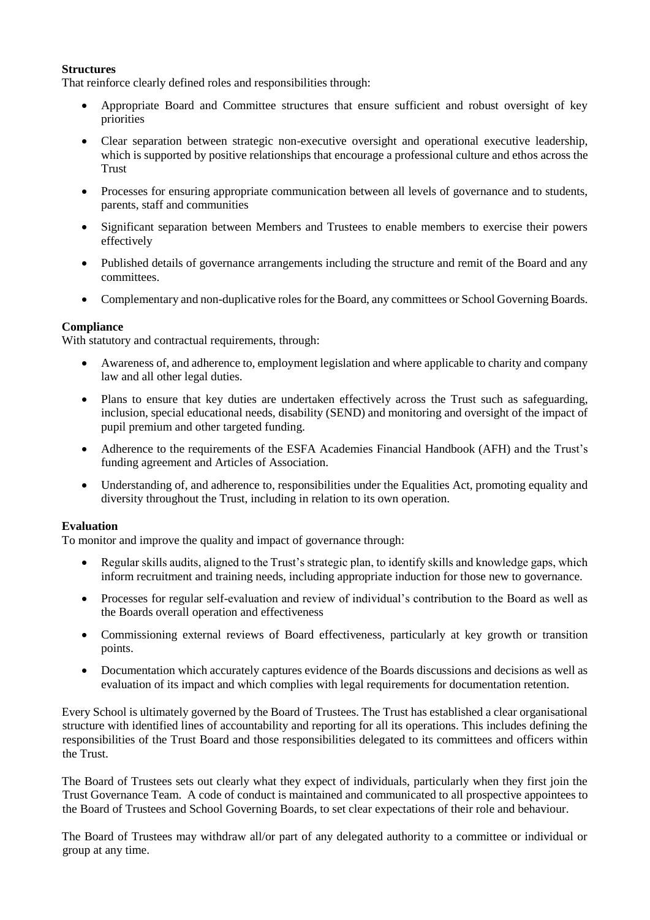**Structures**
That reinforce clearly defined roles and responsibilities through:

- Appropriate Board and Committee structures that ensure sufficient and robust oversight of key priorities
- Clear separation between strategic non-executive oversight and operational executive leadership, which is supported by positive relationships that encourage a professional culture and ethos across the Trust
- Processes for ensuring appropriate communication between all levels of governance and to students, parents, staff and communities
- Significant separation between Members and Trustees to enable members to exercise their powers effectively
- Published details of governance arrangements including the structure and remit of the Board and any committees.
- Complementary and non-duplicative roles for the Board, any committees or School Governing Boards.

**Compliance**
With statutory and contractual requirements, through:

- Awareness of, and adherence to, employment legislation and where applicable to charity and company law and all other legal duties.
- Plans to ensure that key duties are undertaken effectively across the Trust such as safeguarding, inclusion, special educational needs, disability (SEND) and monitoring and oversight of the impact of pupil premium and other targeted funding.
- Adherence to the requirements of the ESFA Academies Financial Handbook (AFH) and the Trust's funding agreement and Articles of Association.
- Understanding of, and adherence to, responsibilities under the Equalities Act, promoting equality and diversity throughout the Trust, including in relation to its own operation.

**Evaluation**
To monitor and improve the quality and impact of governance through:

- Regular skills audits, aligned to the Trust's strategic plan, to identify skills and knowledge gaps, which inform recruitment and training needs, including appropriate induction for those new to governance.
- Processes for regular self-evaluation and review of individual's contribution to the Board as well as the Boards overall operation and effectiveness
- Commissioning external reviews of Board effectiveness, particularly at key growth or transition points.
- Documentation which accurately captures evidence of the Boards discussions and decisions as well as evaluation of its impact and which complies with legal requirements for documentation retention.

Every School is ultimately governed by the Board of Trustees. The Trust has established a clear organisational structure with identified lines of accountability and reporting for all its operations. This includes defining the responsibilities of the Trust Board and those responsibilities delegated to its committees and officers within the Trust.

The Board of Trustees sets out clearly what they expect of individuals, particularly when they first join the Trust Governance Team. A code of conduct is maintained and communicated to all prospective appointees to the Board of Trustees and School Governing Boards, to set clear expectations of their role and behaviour.

The Board of Trustees may withdraw all/or part of any delegated authority to a committee or individual or group at any time.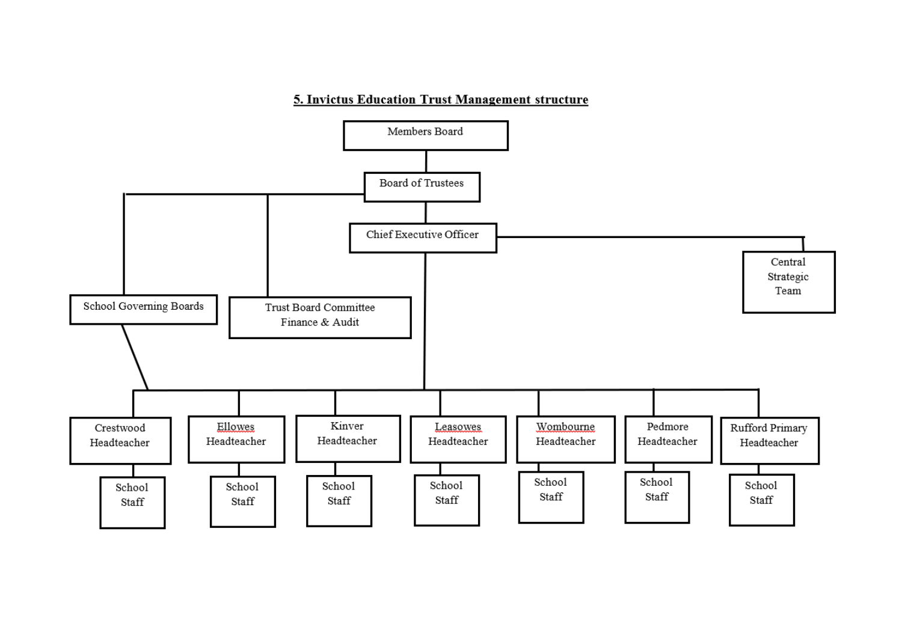## 5. Invictus Education Trust Management structure

- Members Board
  - Board of Trustees
    - School Governing Boards
    - Trust Board Committee Finance & Audit
    - Chief Executive Officer
      - Central Strategic Team
      - Crestwood Headteacher
        - School Staff
      - Ellowes Headteacher
        - School Staff
      - Kinver Headteacher
        - School Staff
      - Leasowes Headteacher
        - School Staff
      - Wombourne Headteacher
        - School Staff
      - Pedmore Headteacher
        - School Staff
      - Rufford Primary Headteacher
        - School Staff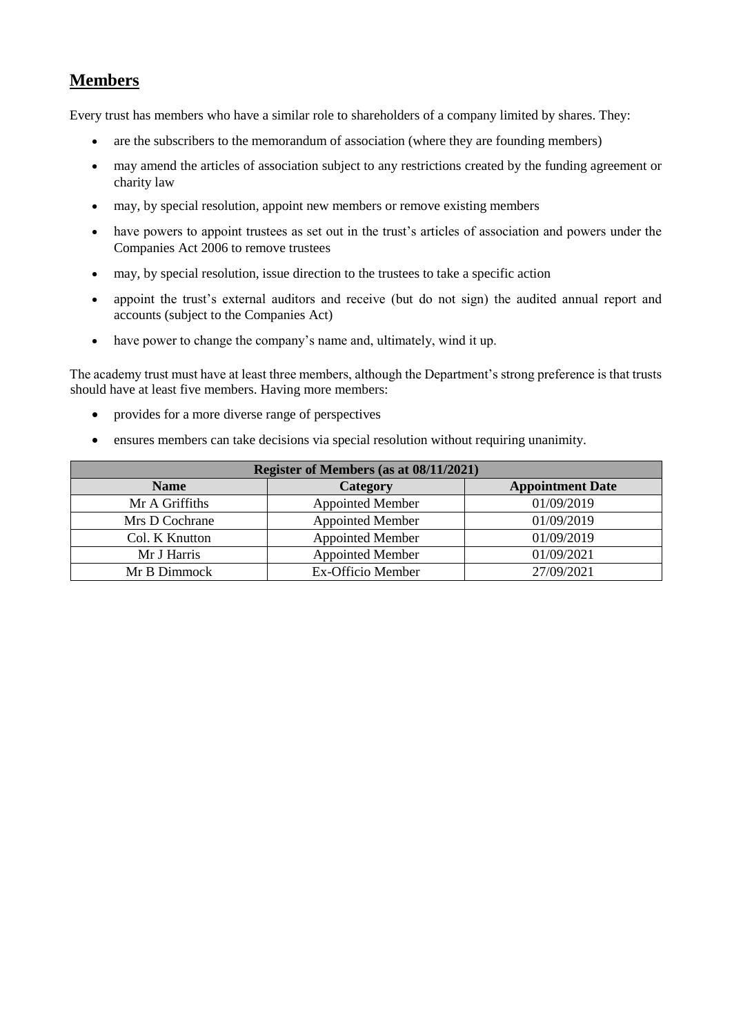## **Members**

Every trust has members who have a similar role to shareholders of a company limited by shares. They:

- are the subscribers to the memorandum of association (where they are founding members)
- may amend the articles of association subject to any restrictions created by the funding agreement or charity law
- may, by special resolution, appoint new members or remove existing members
- have powers to appoint trustees as set out in the trust's articles of association and powers under the Companies Act 2006 to remove trustees
- may, by special resolution, issue direction to the trustees to take a specific action
- appoint the trust's external auditors and receive (but do not sign) the audited annual report and accounts (subject to the Companies Act)
- have power to change the company's name and, ultimately, wind it up.

The academy trust must have at least three members, although the Department's strong preference is that trusts should have at least five members. Having more members:

- provides for a more diverse range of perspectives
- ensures members can take decisions via special resolution without requiring unanimity.

| Register of Members (as at 08/11/2021) | | |
|---|---|---|
| **Name** | **Category** | **Appointment Date** |
| Mr A Griffiths | Appointed Member | 01/09/2019 |
| Mrs D Cochrane | Appointed Member | 01/09/2019 |
| Col. K Knutton | Appointed Member | 01/09/2019 |
| Mr J Harris | Appointed Member | 01/09/2021 |
| Mr B Dimmock | Ex-Officio Member | 27/09/2021 |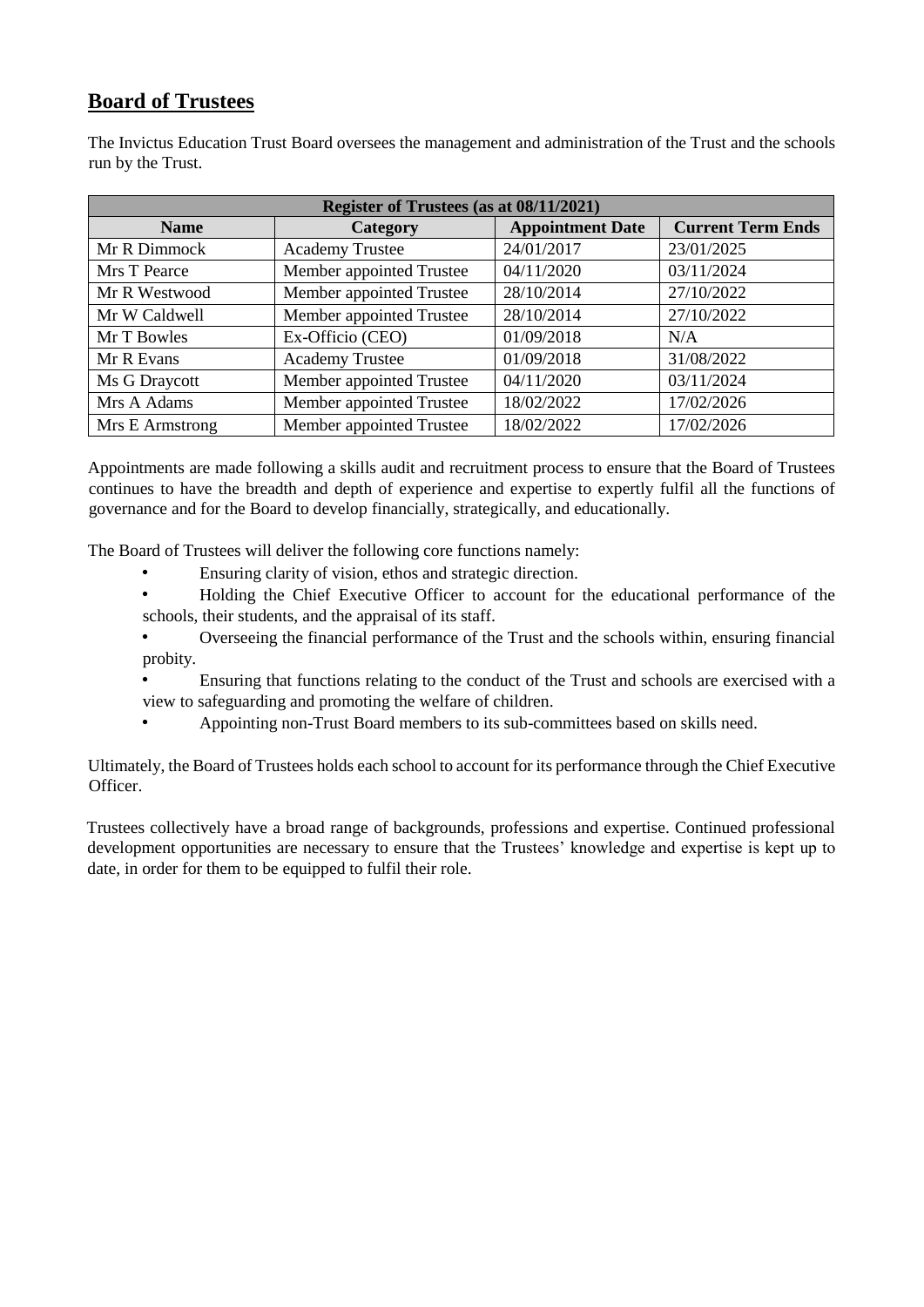## Board of Trustees

The Invictus Education Trust Board oversees the management and administration of the Trust and the schools run by the Trust.

| Register of Trustees (as at 08/11/2021) | | | |
|---|---|---|---|
| **Name** | **Category** | **Appointment Date** | **Current Term Ends** |
| Mr R Dimmock | Academy Trustee | 24/01/2017 | 23/01/2025 |
| Mrs T Pearce | Member appointed Trustee | 04/11/2020 | 03/11/2024 |
| Mr R Westwood | Member appointed Trustee | 28/10/2014 | 27/10/2022 |
| Mr W Caldwell | Member appointed Trustee | 28/10/2014 | 27/10/2022 |
| Mr T Bowles | Ex-Officio (CEO) | 01/09/2018 | N/A |
| Mr R Evans | Academy Trustee | 01/09/2018 | 31/08/2022 |
| Ms G Draycott | Member appointed Trustee | 04/11/2020 | 03/11/2024 |
| Mrs A Adams | Member appointed Trustee | 18/02/2022 | 17/02/2026 |
| Mrs E Armstrong | Member appointed Trustee | 18/02/2022 | 17/02/2026 |

Appointments are made following a skills audit and recruitment process to ensure that the Board of Trustees continues to have the breadth and depth of experience and expertise to expertly fulfil all the functions of governance and for the Board to develop financially, strategically, and educationally.

The Board of Trustees will deliver the following core functions namely:

- Ensuring clarity of vision, ethos and strategic direction.
- Holding the Chief Executive Officer to account for the educational performance of the schools, their students, and the appraisal of its staff.
- Overseeing the financial performance of the Trust and the schools within, ensuring financial probity.
- Ensuring that functions relating to the conduct of the Trust and schools are exercised with a view to safeguarding and promoting the welfare of children.
- Appointing non-Trust Board members to its sub-committees based on skills need.

Ultimately, the Board of Trustees holds each school to account for its performance through the Chief Executive Officer.

Trustees collectively have a broad range of backgrounds, professions and expertise. Continued professional development opportunities are necessary to ensure that the Trustees' knowledge and expertise is kept up to date, in order for them to be equipped to fulfil their role.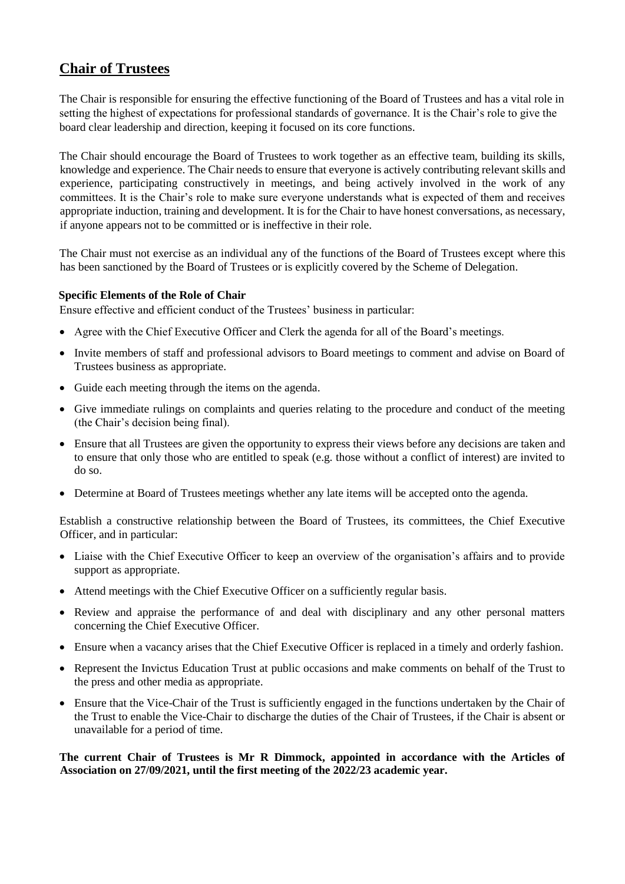## Chair of Trustees

The Chair is responsible for ensuring the effective functioning of the Board of Trustees and has a vital role in setting the highest of expectations for professional standards of governance. It is the Chair's role to give the board clear leadership and direction, keeping it focused on its core functions.

The Chair should encourage the Board of Trustees to work together as an effective team, building its skills, knowledge and experience. The Chair needs to ensure that everyone is actively contributing relevant skills and experience, participating constructively in meetings, and being actively involved in the work of any committees. It is the Chair's role to make sure everyone understands what is expected of them and receives appropriate induction, training and development. It is for the Chair to have honest conversations, as necessary, if anyone appears not to be committed or is ineffective in their role.

The Chair must not exercise as an individual any of the functions of the Board of Trustees except where this has been sanctioned by the Board of Trustees or is explicitly covered by the Scheme of Delegation.

**Specific Elements of the Role of Chair**

Ensure effective and efficient conduct of the Trustees' business in particular:

- Agree with the Chief Executive Officer and Clerk the agenda for all of the Board's meetings.
- Invite members of staff and professional advisors to Board meetings to comment and advise on Board of Trustees business as appropriate.
- Guide each meeting through the items on the agenda.
- Give immediate rulings on complaints and queries relating to the procedure and conduct of the meeting (the Chair's decision being final).
- Ensure that all Trustees are given the opportunity to express their views before any decisions are taken and to ensure that only those who are entitled to speak (e.g. those without a conflict of interest) are invited to do so.
- Determine at Board of Trustees meetings whether any late items will be accepted onto the agenda.

Establish a constructive relationship between the Board of Trustees, its committees, the Chief Executive Officer, and in particular:

- Liaise with the Chief Executive Officer to keep an overview of the organisation's affairs and to provide support as appropriate.
- Attend meetings with the Chief Executive Officer on a sufficiently regular basis.
- Review and appraise the performance of and deal with disciplinary and any other personal matters concerning the Chief Executive Officer.
- Ensure when a vacancy arises that the Chief Executive Officer is replaced in a timely and orderly fashion.
- Represent the Invictus Education Trust at public occasions and make comments on behalf of the Trust to the press and other media as appropriate.
- Ensure that the Vice-Chair of the Trust is sufficiently engaged in the functions undertaken by the Chair of the Trust to enable the Vice-Chair to discharge the duties of the Chair of Trustees, if the Chair is absent or unavailable for a period of time.

**The current Chair of Trustees is Mr R Dimmock, appointed in accordance with the Articles of Association on 27/09/2021, until the first meeting of the 2022/23 academic year.**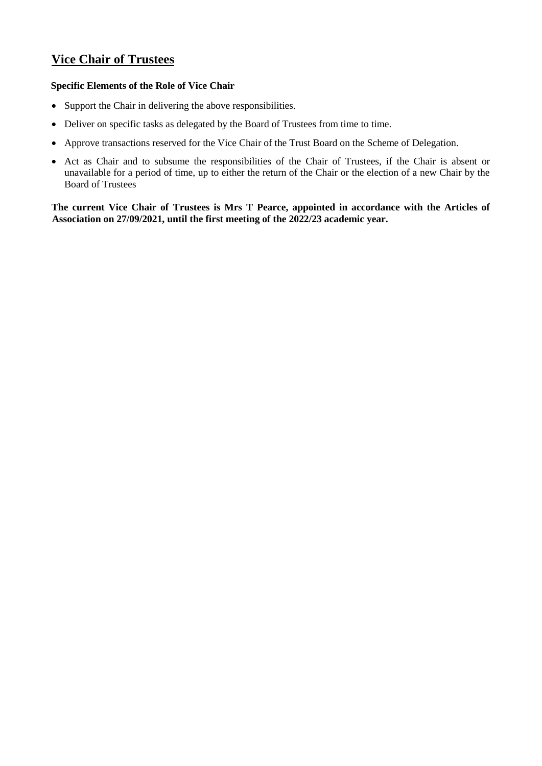## Vice Chair of Trustees

**Specific Elements of the Role of Vice Chair**

- Support the Chair in delivering the above responsibilities.
- Deliver on specific tasks as delegated by the Board of Trustees from time to time.
- Approve transactions reserved for the Vice Chair of the Trust Board on the Scheme of Delegation.
- Act as Chair and to subsume the responsibilities of the Chair of Trustees, if the Chair is absent or unavailable for a period of time, up to either the return of the Chair or the election of a new Chair by the Board of Trustees

**The current Vice Chair of Trustees is Mrs T Pearce, appointed in accordance with the Articles of Association on 27/09/2021, until the first meeting of the 2022/23 academic year.**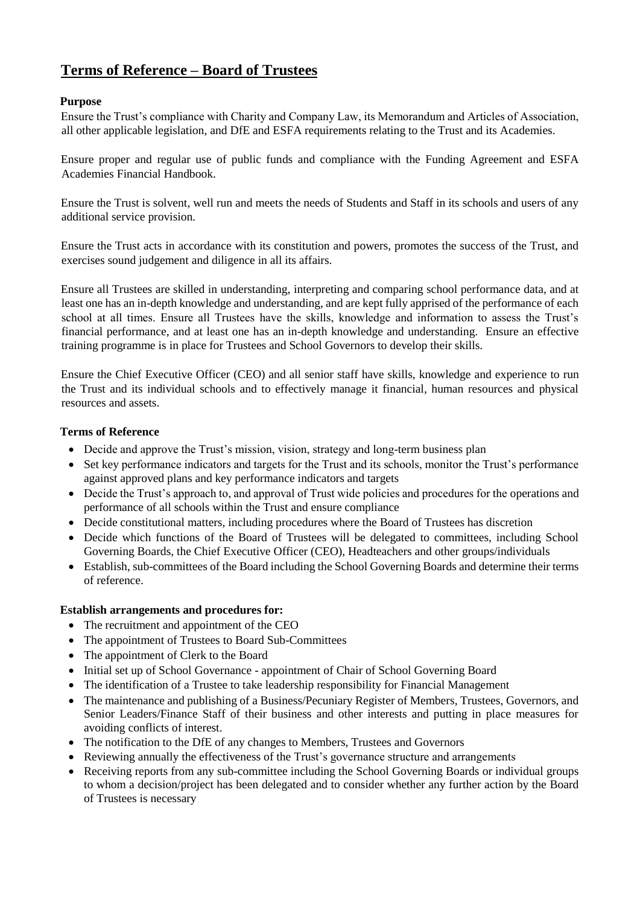# Terms of Reference – Board of Trustees

**Purpose**

Ensure the Trust's compliance with Charity and Company Law, its Memorandum and Articles of Association, all other applicable legislation, and DfE and ESFA requirements relating to the Trust and its Academies.

Ensure proper and regular use of public funds and compliance with the Funding Agreement and ESFA Academies Financial Handbook.

Ensure the Trust is solvent, well run and meets the needs of Students and Staff in its schools and users of any additional service provision.

Ensure the Trust acts in accordance with its constitution and powers, promotes the success of the Trust, and exercises sound judgement and diligence in all its affairs.

Ensure all Trustees are skilled in understanding, interpreting and comparing school performance data, and at least one has an in-depth knowledge and understanding, and are kept fully apprised of the performance of each school at all times. Ensure all Trustees have the skills, knowledge and information to assess the Trust's financial performance, and at least one has an in-depth knowledge and understanding. Ensure an effective training programme is in place for Trustees and School Governors to develop their skills.

Ensure the Chief Executive Officer (CEO) and all senior staff have skills, knowledge and experience to run the Trust and its individual schools and to effectively manage it financial, human resources and physical resources and assets.

**Terms of Reference**

- Decide and approve the Trust's mission, vision, strategy and long-term business plan
- Set key performance indicators and targets for the Trust and its schools, monitor the Trust's performance against approved plans and key performance indicators and targets
- Decide the Trust's approach to, and approval of Trust wide policies and procedures for the operations and performance of all schools within the Trust and ensure compliance
- Decide constitutional matters, including procedures where the Board of Trustees has discretion
- Decide which functions of the Board of Trustees will be delegated to committees, including School Governing Boards, the Chief Executive Officer (CEO), Headteachers and other groups/individuals
- Establish, sub-committees of the Board including the School Governing Boards and determine their terms of reference.

**Establish arrangements and procedures for:**

- The recruitment and appointment of the CEO
- The appointment of Trustees to Board Sub-Committees
- The appointment of Clerk to the Board
- Initial set up of School Governance - appointment of Chair of School Governing Board
- The identification of a Trustee to take leadership responsibility for Financial Management
- The maintenance and publishing of a Business/Pecuniary Register of Members, Trustees, Governors, and Senior Leaders/Finance Staff of their business and other interests and putting in place measures for avoiding conflicts of interest.
- The notification to the DfE of any changes to Members, Trustees and Governors
- Reviewing annually the effectiveness of the Trust's governance structure and arrangements
- Receiving reports from any sub-committee including the School Governing Boards or individual groups to whom a decision/project has been delegated and to consider whether any further action by the Board of Trustees is necessary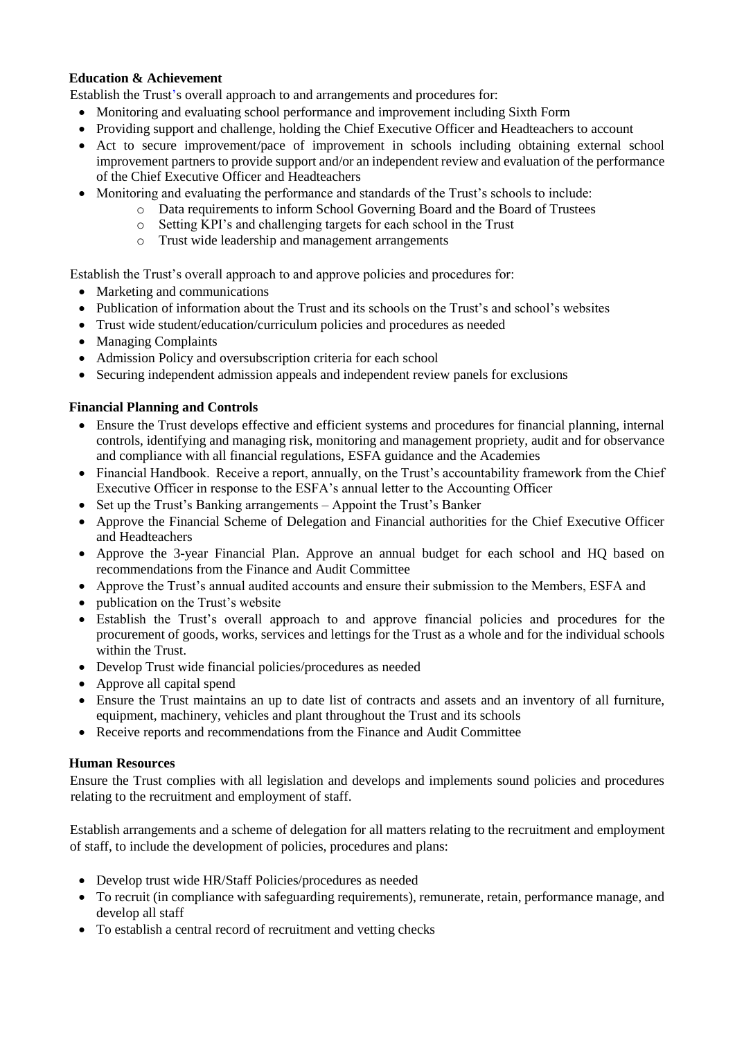**Education & Achievement**

Establish the Trust's overall approach to and arrangements and procedures for:

- Monitoring and evaluating school performance and improvement including Sixth Form
- Providing support and challenge, holding the Chief Executive Officer and Headteachers to account
- Act to secure improvement/pace of improvement in schools including obtaining external school improvement partners to provide support and/or an independent review and evaluation of the performance of the Chief Executive Officer and Headteachers
- Monitoring and evaluating the performance and standards of the Trust's schools to include:
  - Data requirements to inform School Governing Board and the Board of Trustees
  - Setting KPI's and challenging targets for each school in the Trust
  - Trust wide leadership and management arrangements

Establish the Trust's overall approach to and approve policies and procedures for:

- Marketing and communications
- Publication of information about the Trust and its schools on the Trust's and school's websites
- Trust wide student/education/curriculum policies and procedures as needed
- Managing Complaints
- Admission Policy and oversubscription criteria for each school
- Securing independent admission appeals and independent review panels for exclusions

**Financial Planning and Controls**

- Ensure the Trust develops effective and efficient systems and procedures for financial planning, internal controls, identifying and managing risk, monitoring and management propriety, audit and for observance and compliance with all financial regulations, ESFA guidance and the Academies
- Financial Handbook. Receive a report, annually, on the Trust's accountability framework from the Chief Executive Officer in response to the ESFA's annual letter to the Accounting Officer
- Set up the Trust's Banking arrangements – Appoint the Trust's Banker
- Approve the Financial Scheme of Delegation and Financial authorities for the Chief Executive Officer and Headteachers
- Approve the 3-year Financial Plan. Approve an annual budget for each school and HQ based on recommendations from the Finance and Audit Committee
- Approve the Trust's annual audited accounts and ensure their submission to the Members, ESFA and
- publication on the Trust's website
- Establish the Trust's overall approach to and approve financial policies and procedures for the procurement of goods, works, services and lettings for the Trust as a whole and for the individual schools within the Trust.
- Develop Trust wide financial policies/procedures as needed
- Approve all capital spend
- Ensure the Trust maintains an up to date list of contracts and assets and an inventory of all furniture, equipment, machinery, vehicles and plant throughout the Trust and its schools
- Receive reports and recommendations from the Finance and Audit Committee

**Human Resources**

Ensure the Trust complies with all legislation and develops and implements sound policies and procedures relating to the recruitment and employment of staff.

Establish arrangements and a scheme of delegation for all matters relating to the recruitment and employment of staff, to include the development of policies, procedures and plans:

- Develop trust wide HR/Staff Policies/procedures as needed
- To recruit (in compliance with safeguarding requirements), remunerate, retain, performance manage, and develop all staff
- To establish a central record of recruitment and vetting checks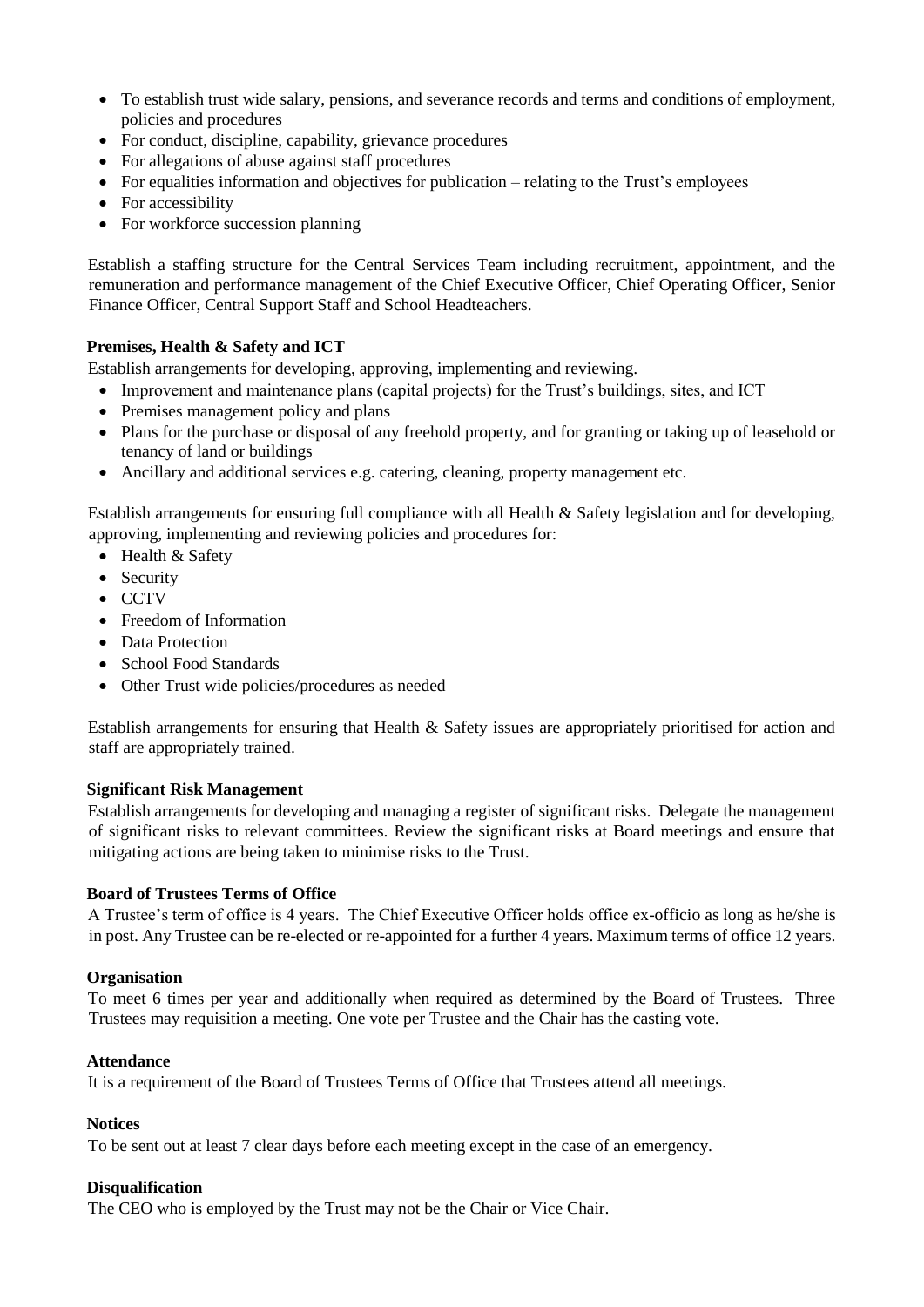- To establish trust wide salary, pensions, and severance records and terms and conditions of employment, policies and procedures
- For conduct, discipline, capability, grievance procedures
- For allegations of abuse against staff procedures
- For equalities information and objectives for publication – relating to the Trust's employees
- For accessibility
- For workforce succession planning

Establish a staffing structure for the Central Services Team including recruitment, appointment, and the remuneration and performance management of the Chief Executive Officer, Chief Operating Officer, Senior Finance Officer, Central Support Staff and School Headteachers.

**Premises, Health & Safety and ICT**

Establish arrangements for developing, approving, implementing and reviewing.

- Improvement and maintenance plans (capital projects) for the Trust's buildings, sites, and ICT
- Premises management policy and plans
- Plans for the purchase or disposal of any freehold property, and for granting or taking up of leasehold or tenancy of land or buildings
- Ancillary and additional services e.g. catering, cleaning, property management etc.

Establish arrangements for ensuring full compliance with all Health & Safety legislation and for developing, approving, implementing and reviewing policies and procedures for:

- Health & Safety
- Security
- CCTV
- Freedom of Information
- Data Protection
- School Food Standards
- Other Trust wide policies/procedures as needed

Establish arrangements for ensuring that Health & Safety issues are appropriately prioritised for action and staff are appropriately trained.

**Significant Risk Management**

Establish arrangements for developing and managing a register of significant risks. Delegate the management of significant risks to relevant committees. Review the significant risks at Board meetings and ensure that mitigating actions are being taken to minimise risks to the Trust.

**Board of Trustees Terms of Office**

A Trustee's term of office is 4 years. The Chief Executive Officer holds office ex-officio as long as he/she is in post. Any Trustee can be re-elected or re-appointed for a further 4 years. Maximum terms of office 12 years.

**Organisation**

To meet 6 times per year and additionally when required as determined by the Board of Trustees. Three Trustees may requisition a meeting. One vote per Trustee and the Chair has the casting vote.

**Attendance**

It is a requirement of the Board of Trustees Terms of Office that Trustees attend all meetings.

**Notices**

To be sent out at least 7 clear days before each meeting except in the case of an emergency.

**Disqualification**

The CEO who is employed by the Trust may not be the Chair or Vice Chair.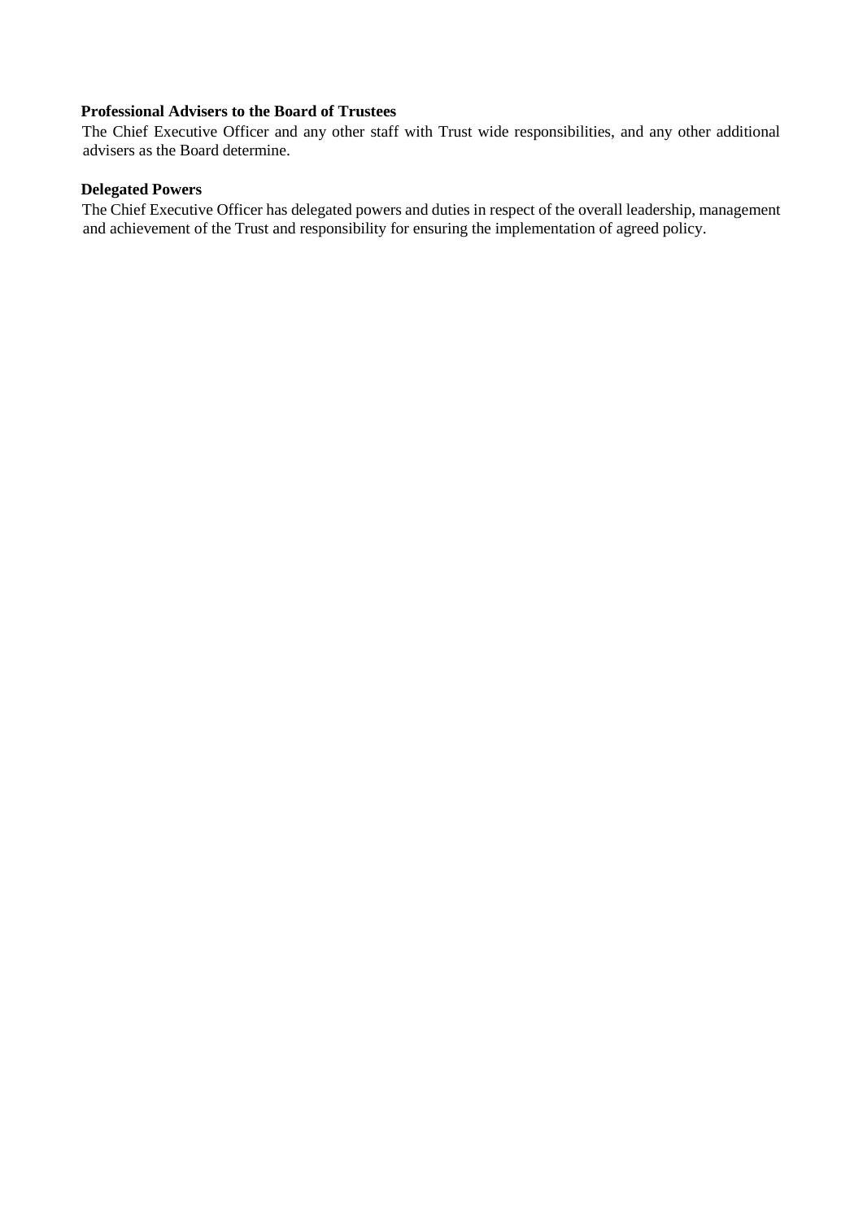**Professional Advisers to the Board of Trustees**

The Chief Executive Officer and any other staff with Trust wide responsibilities, and any other additional advisers as the Board determine.

**Delegated Powers**

The Chief Executive Officer has delegated powers and duties in respect of the overall leadership, management and achievement of the Trust and responsibility for ensuring the implementation of agreed policy.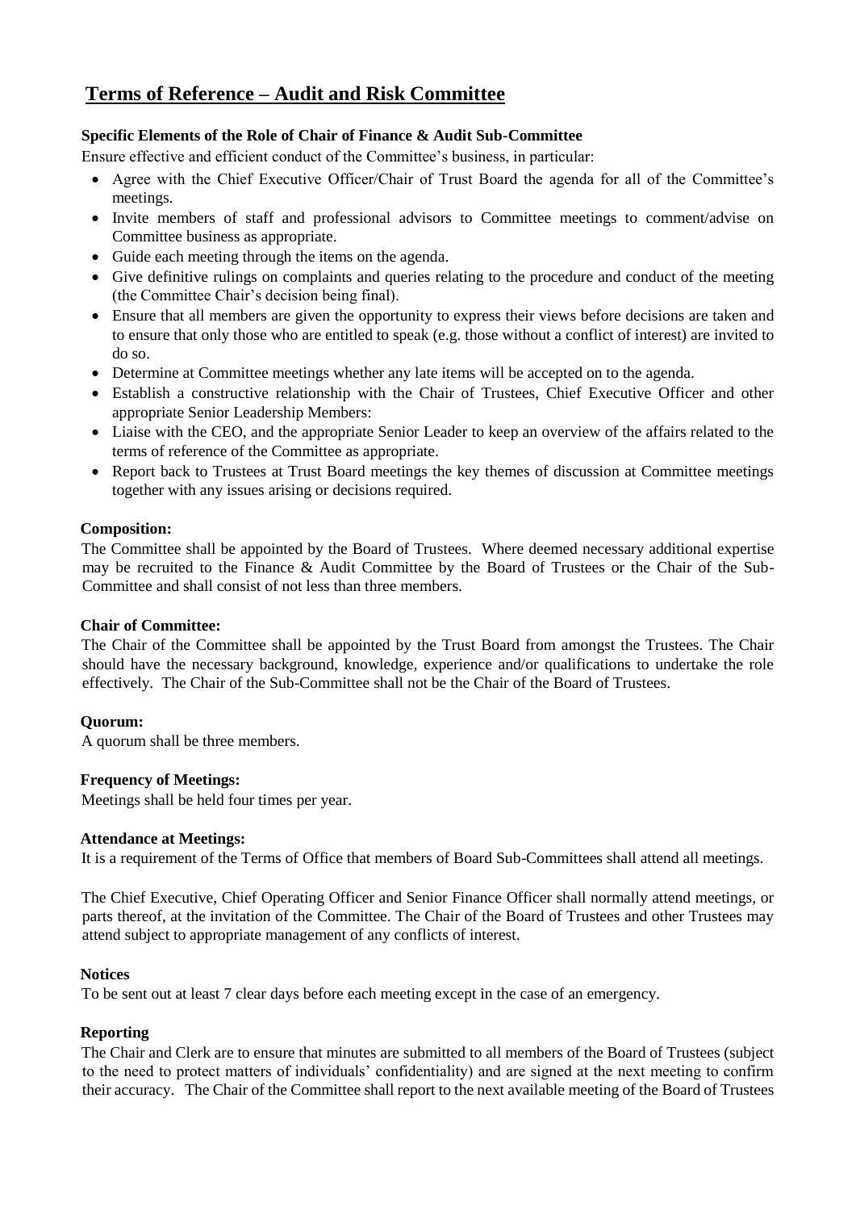# Terms of Reference – Audit and Risk Committee

**Specific Elements of the Role of Chair of Finance & Audit Sub-Committee**

Ensure effective and efficient conduct of the Committee's business, in particular:

- Agree with the Chief Executive Officer/Chair of Trust Board the agenda for all of the Committee's meetings.
- Invite members of staff and professional advisors to Committee meetings to comment/advise on Committee business as appropriate.
- Guide each meeting through the items on the agenda.
- Give definitive rulings on complaints and queries relating to the procedure and conduct of the meeting (the Committee Chair's decision being final).
- Ensure that all members are given the opportunity to express their views before decisions are taken and to ensure that only those who are entitled to speak (e.g. those without a conflict of interest) are invited to do so.
- Determine at Committee meetings whether any late items will be accepted on to the agenda.
- Establish a constructive relationship with the Chair of Trustees, Chief Executive Officer and other appropriate Senior Leadership Members:
- Liaise with the CEO, and the appropriate Senior Leader to keep an overview of the affairs related to the terms of reference of the Committee as appropriate.
- Report back to Trustees at Trust Board meetings the key themes of discussion at Committee meetings together with any issues arising or decisions required.

**Composition:**

The Committee shall be appointed by the Board of Trustees. Where deemed necessary additional expertise may be recruited to the Finance & Audit Committee by the Board of Trustees or the Chair of the Sub-Committee and shall consist of not less than three members.

**Chair of Committee:**

The Chair of the Committee shall be appointed by the Trust Board from amongst the Trustees. The Chair should have the necessary background, knowledge, experience and/or qualifications to undertake the role effectively. The Chair of the Sub-Committee shall not be the Chair of the Board of Trustees.

**Quorum:**

A quorum shall be three members.

**Frequency of Meetings:**

Meetings shall be held four times per year.

**Attendance at Meetings:**

It is a requirement of the Terms of Office that members of Board Sub-Committees shall attend all meetings.

The Chief Executive, Chief Operating Officer and Senior Finance Officer shall normally attend meetings, or parts thereof, at the invitation of the Committee. The Chair of the Board of Trustees and other Trustees may attend subject to appropriate management of any conflicts of interest.

**Notices**

To be sent out at least 7 clear days before each meeting except in the case of an emergency.

**Reporting**

The Chair and Clerk are to ensure that minutes are submitted to all members of the Board of Trustees (subject to the need to protect matters of individuals' confidentiality) and are signed at the next meeting to confirm their accuracy. The Chair of the Committee shall report to the next available meeting of the Board of Trustees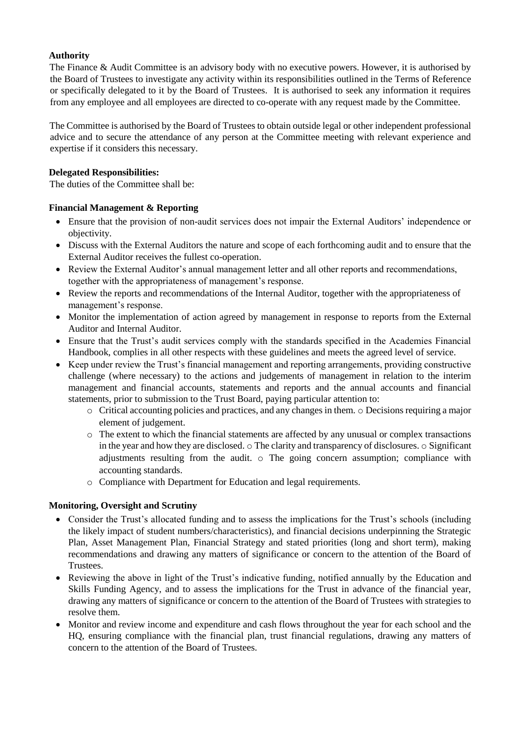**Authority**

The Finance & Audit Committee is an advisory body with no executive powers. However, it is authorised by the Board of Trustees to investigate any activity within its responsibilities outlined in the Terms of Reference or specifically delegated to it by the Board of Trustees. It is authorised to seek any information it requires from any employee and all employees are directed to co-operate with any request made by the Committee.

The Committee is authorised by the Board of Trustees to obtain outside legal or other independent professional advice and to secure the attendance of any person at the Committee meeting with relevant experience and expertise if it considers this necessary.

**Delegated Responsibilities:**

The duties of the Committee shall be:

**Financial Management & Reporting**

- Ensure that the provision of non-audit services does not impair the External Auditors' independence or objectivity.
- Discuss with the External Auditors the nature and scope of each forthcoming audit and to ensure that the External Auditor receives the fullest co-operation.
- Review the External Auditor's annual management letter and all other reports and recommendations, together with the appropriateness of management's response.
- Review the reports and recommendations of the Internal Auditor, together with the appropriateness of management's response.
- Monitor the implementation of action agreed by management in response to reports from the External Auditor and Internal Auditor.
- Ensure that the Trust's audit services comply with the standards specified in the Academies Financial Handbook, complies in all other respects with these guidelines and meets the agreed level of service.
- Keep under review the Trust's financial management and reporting arrangements, providing constructive challenge (where necessary) to the actions and judgements of management in relation to the interim management and financial accounts, statements and reports and the annual accounts and financial statements, prior to submission to the Trust Board, paying particular attention to:
    - Critical accounting policies and practices, and any changes in them.
    - Decisions requiring a major element of judgement.
    - The extent to which the financial statements are affected by any unusual or complex transactions in the year and how they are disclosed.
    - The clarity and transparency of disclosures.
    - Significant adjustments resulting from the audit.
    - The going concern assumption; compliance with accounting standards.
    - Compliance with Department for Education and legal requirements.

**Monitoring, Oversight and Scrutiny**

- Consider the Trust's allocated funding and to assess the implications for the Trust's schools (including the likely impact of student numbers/characteristics), and financial decisions underpinning the Strategic Plan, Asset Management Plan, Financial Strategy and stated priorities (long and short term), making recommendations and drawing any matters of significance or concern to the attention of the Board of Trustees.
- Reviewing the above in light of the Trust's indicative funding, notified annually by the Education and Skills Funding Agency, and to assess the implications for the Trust in advance of the financial year, drawing any matters of significance or concern to the attention of the Board of Trustees with strategies to resolve them.
- Monitor and review income and expenditure and cash flows throughout the year for each school and the HQ, ensuring compliance with the financial plan, trust financial regulations, drawing any matters of concern to the attention of the Board of Trustees.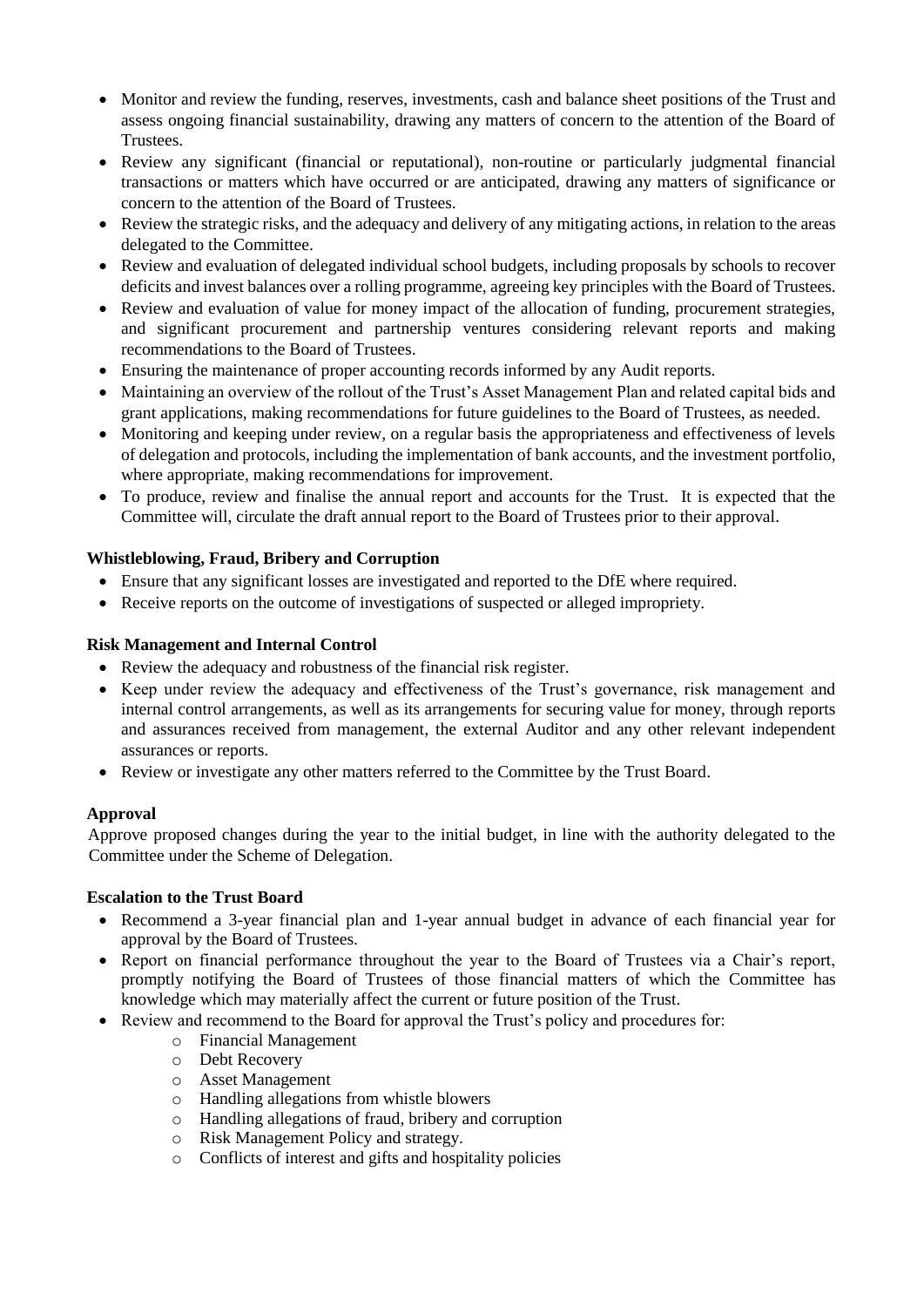- Monitor and review the funding, reserves, investments, cash and balance sheet positions of the Trust and assess ongoing financial sustainability, drawing any matters of concern to the attention of the Board of Trustees.
- Review any significant (financial or reputational), non-routine or particularly judgmental financial transactions or matters which have occurred or are anticipated, drawing any matters of significance or concern to the attention of the Board of Trustees.
- Review the strategic risks, and the adequacy and delivery of any mitigating actions, in relation to the areas delegated to the Committee.
- Review and evaluation of delegated individual school budgets, including proposals by schools to recover deficits and invest balances over a rolling programme, agreeing key principles with the Board of Trustees.
- Review and evaluation of value for money impact of the allocation of funding, procurement strategies, and significant procurement and partnership ventures considering relevant reports and making recommendations to the Board of Trustees.
- Ensuring the maintenance of proper accounting records informed by any Audit reports.
- Maintaining an overview of the rollout of the Trust's Asset Management Plan and related capital bids and grant applications, making recommendations for future guidelines to the Board of Trustees, as needed.
- Monitoring and keeping under review, on a regular basis the appropriateness and effectiveness of levels of delegation and protocols, including the implementation of bank accounts, and the investment portfolio, where appropriate, making recommendations for improvement.
- To produce, review and finalise the annual report and accounts for the Trust. It is expected that the Committee will, circulate the draft annual report to the Board of Trustees prior to their approval.

**Whistleblowing, Fraud, Bribery and Corruption**

- Ensure that any significant losses are investigated and reported to the DfE where required.
- Receive reports on the outcome of investigations of suspected or alleged impropriety.

**Risk Management and Internal Control**

- Review the adequacy and robustness of the financial risk register.
- Keep under review the adequacy and effectiveness of the Trust's governance, risk management and internal control arrangements, as well as its arrangements for securing value for money, through reports and assurances received from management, the external Auditor and any other relevant independent assurances or reports.
- Review or investigate any other matters referred to the Committee by the Trust Board.

**Approval**

Approve proposed changes during the year to the initial budget, in line with the authority delegated to the Committee under the Scheme of Delegation.

**Escalation to the Trust Board**

- Recommend a 3-year financial plan and 1-year annual budget in advance of each financial year for approval by the Board of Trustees.
- Report on financial performance throughout the year to the Board of Trustees via a Chair's report, promptly notifying the Board of Trustees of those financial matters of which the Committee has knowledge which may materially affect the current or future position of the Trust.
- Review and recommend to the Board for approval the Trust's policy and procedures for:
    - Financial Management
    - Debt Recovery
    - Asset Management
    - Handling allegations from whistle blowers
    - Handling allegations of fraud, bribery and corruption
    - Risk Management Policy and strategy.
    - Conflicts of interest and gifts and hospitality policies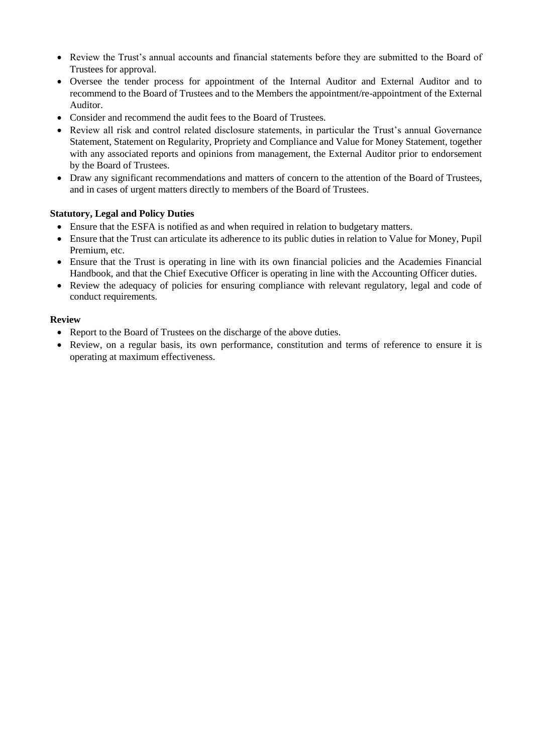- Review the Trust's annual accounts and financial statements before they are submitted to the Board of Trustees for approval.
- Oversee the tender process for appointment of the Internal Auditor and External Auditor and to recommend to the Board of Trustees and to the Members the appointment/re-appointment of the External Auditor.
- Consider and recommend the audit fees to the Board of Trustees.
- Review all risk and control related disclosure statements, in particular the Trust's annual Governance Statement, Statement on Regularity, Propriety and Compliance and Value for Money Statement, together with any associated reports and opinions from management, the External Auditor prior to endorsement by the Board of Trustees.
- Draw any significant recommendations and matters of concern to the attention of the Board of Trustees, and in cases of urgent matters directly to members of the Board of Trustees.

**Statutory, Legal and Policy Duties**

- Ensure that the ESFA is notified as and when required in relation to budgetary matters.
- Ensure that the Trust can articulate its adherence to its public duties in relation to Value for Money, Pupil Premium, etc.
- Ensure that the Trust is operating in line with its own financial policies and the Academies Financial Handbook, and that the Chief Executive Officer is operating in line with the Accounting Officer duties.
- Review the adequacy of policies for ensuring compliance with relevant regulatory, legal and code of conduct requirements.

**Review**

- Report to the Board of Trustees on the discharge of the above duties.
- Review, on a regular basis, its own performance, constitution and terms of reference to ensure it is operating at maximum effectiveness.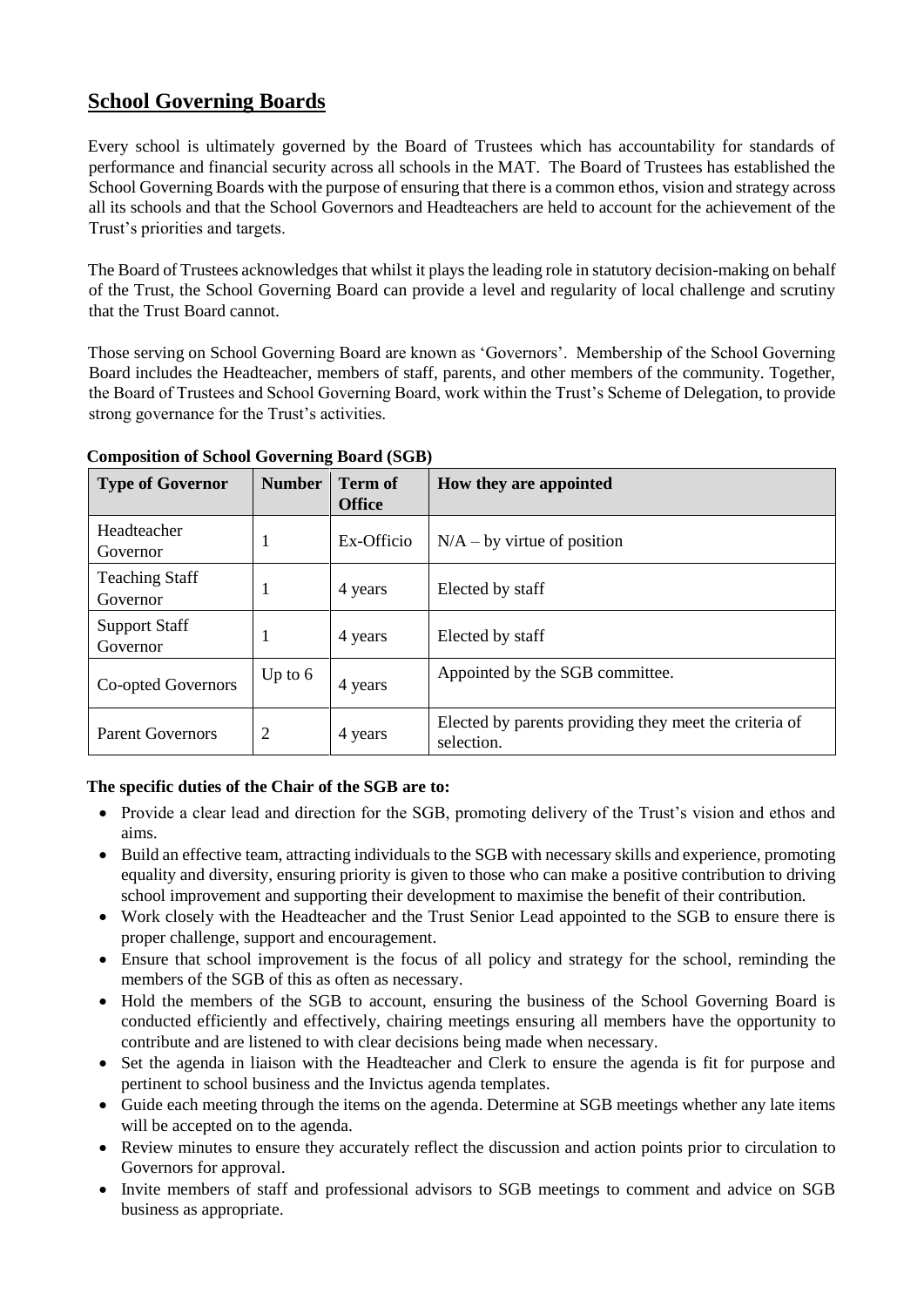## School Governing Boards

Every school is ultimately governed by the Board of Trustees which has accountability for standards of performance and financial security across all schools in the MAT. The Board of Trustees has established the School Governing Boards with the purpose of ensuring that there is a common ethos, vision and strategy across all its schools and that the School Governors and Headteachers are held to account for the achievement of the Trust's priorities and targets.

The Board of Trustees acknowledges that whilst it plays the leading role in statutory decision-making on behalf of the Trust, the School Governing Board can provide a level and regularity of local challenge and scrutiny that the Trust Board cannot.

Those serving on School Governing Board are known as 'Governors'. Membership of the School Governing Board includes the Headteacher, members of staff, parents, and other members of the community. Together, the Board of Trustees and School Governing Board, work within the Trust's Scheme of Delegation, to provide strong governance for the Trust's activities.

**Composition of School Governing Board (SGB)**

| Type of Governor | Number | Term of Office | How they are appointed |
|---|---|---|---|
| Headteacher Governor | 1 | Ex-Officio | N/A – by virtue of position |
| Teaching Staff Governor | 1 | 4 years | Elected by staff |
| Support Staff Governor | 1 | 4 years | Elected by staff |
| Co-opted Governors | Up to 6 | 4 years | Appointed by the SGB committee. |
| Parent Governors | 2 | 4 years | Elected by parents providing they meet the criteria of selection. |

**The specific duties of the Chair of the SGB are to:**

- Provide a clear lead and direction for the SGB, promoting delivery of the Trust's vision and ethos and aims.
- Build an effective team, attracting individuals to the SGB with necessary skills and experience, promoting equality and diversity, ensuring priority is given to those who can make a positive contribution to driving school improvement and supporting their development to maximise the benefit of their contribution.
- Work closely with the Headteacher and the Trust Senior Lead appointed to the SGB to ensure there is proper challenge, support and encouragement.
- Ensure that school improvement is the focus of all policy and strategy for the school, reminding the members of the SGB of this as often as necessary.
- Hold the members of the SGB to account, ensuring the business of the School Governing Board is conducted efficiently and effectively, chairing meetings ensuring all members have the opportunity to contribute and are listened to with clear decisions being made when necessary.
- Set the agenda in liaison with the Headteacher and Clerk to ensure the agenda is fit for purpose and pertinent to school business and the Invictus agenda templates.
- Guide each meeting through the items on the agenda. Determine at SGB meetings whether any late items will be accepted on to the agenda.
- Review minutes to ensure they accurately reflect the discussion and action points prior to circulation to Governors for approval.
- Invite members of staff and professional advisors to SGB meetings to comment and advice on SGB business as appropriate.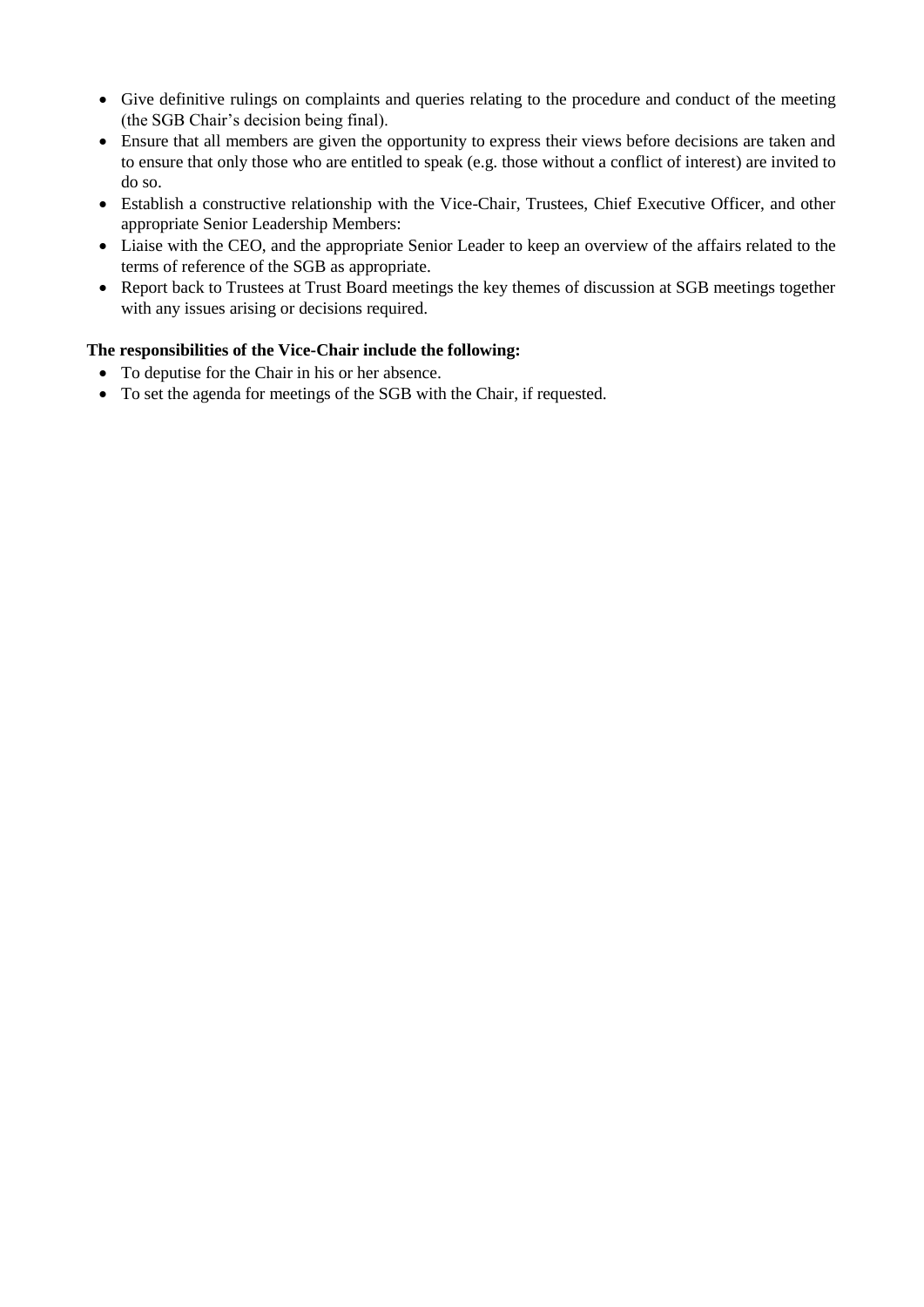- Give definitive rulings on complaints and queries relating to the procedure and conduct of the meeting (the SGB Chair's decision being final).
- Ensure that all members are given the opportunity to express their views before decisions are taken and to ensure that only those who are entitled to speak (e.g. those without a conflict of interest) are invited to do so.
- Establish a constructive relationship with the Vice-Chair, Trustees, Chief Executive Officer, and other appropriate Senior Leadership Members:
- Liaise with the CEO, and the appropriate Senior Leader to keep an overview of the affairs related to the terms of reference of the SGB as appropriate.
- Report back to Trustees at Trust Board meetings the key themes of discussion at SGB meetings together with any issues arising or decisions required.

**The responsibilities of the Vice-Chair include the following:**

- To deputise for the Chair in his or her absence.
- To set the agenda for meetings of the SGB with the Chair, if requested.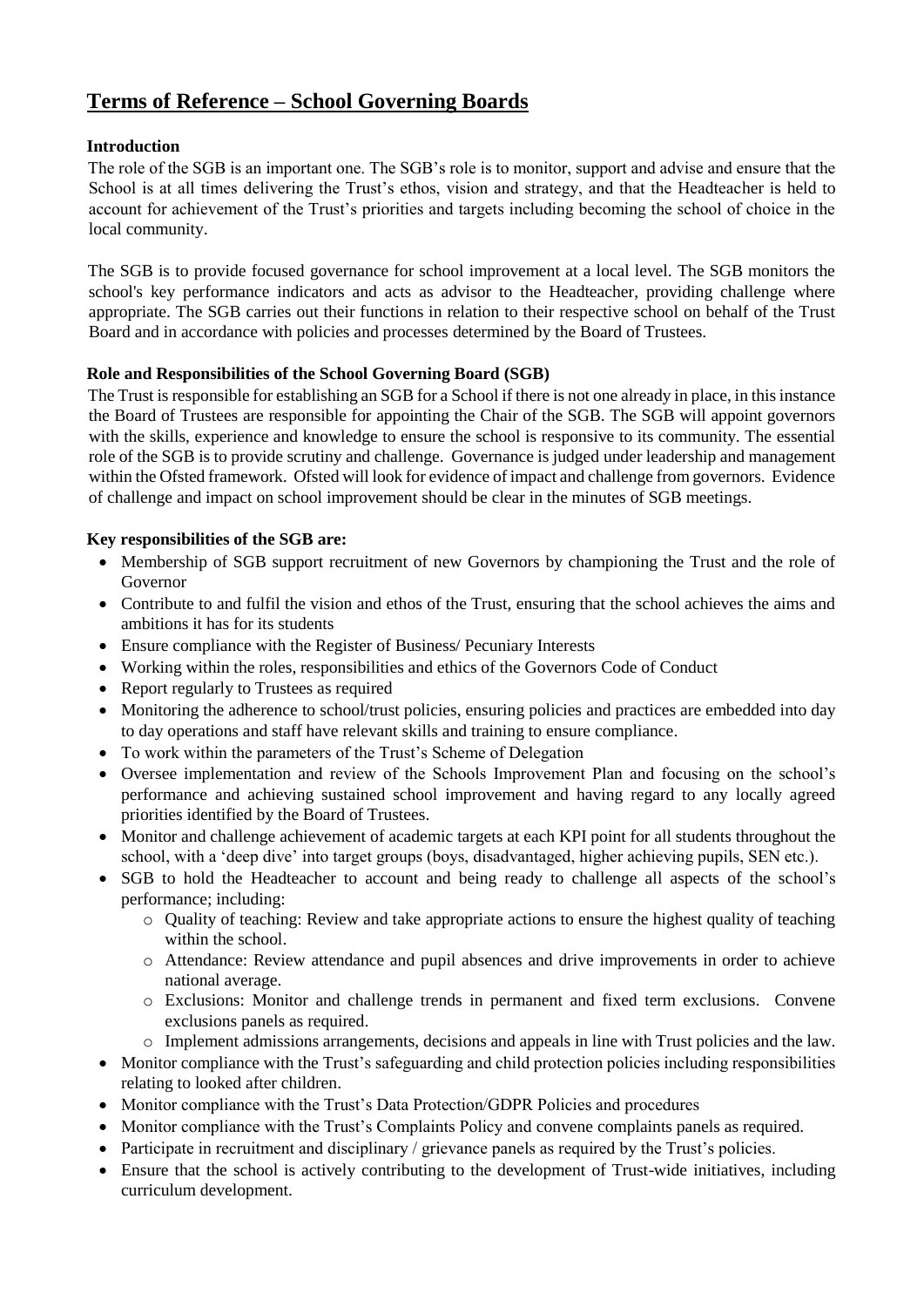# Terms of Reference – School Governing Boards

**Introduction**

The role of the SGB is an important one. The SGB's role is to monitor, support and advise and ensure that the School is at all times delivering the Trust's ethos, vision and strategy, and that the Headteacher is held to account for achievement of the Trust's priorities and targets including becoming the school of choice in the local community.

The SGB is to provide focused governance for school improvement at a local level. The SGB monitors the school's key performance indicators and acts as advisor to the Headteacher, providing challenge where appropriate. The SGB carries out their functions in relation to their respective school on behalf of the Trust Board and in accordance with policies and processes determined by the Board of Trustees.

**Role and Responsibilities of the School Governing Board (SGB)**

The Trust is responsible for establishing an SGB for a School if there is not one already in place, in this instance the Board of Trustees are responsible for appointing the Chair of the SGB. The SGB will appoint governors with the skills, experience and knowledge to ensure the school is responsive to its community. The essential role of the SGB is to provide scrutiny and challenge. Governance is judged under leadership and management within the Ofsted framework. Ofsted will look for evidence of impact and challenge from governors. Evidence of challenge and impact on school improvement should be clear in the minutes of SGB meetings.

**Key responsibilities of the SGB are:**

- Membership of SGB support recruitment of new Governors by championing the Trust and the role of Governor
- Contribute to and fulfil the vision and ethos of the Trust, ensuring that the school achieves the aims and ambitions it has for its students
- Ensure compliance with the Register of Business/ Pecuniary Interests
- Working within the roles, responsibilities and ethics of the Governors Code of Conduct
- Report regularly to Trustees as required
- Monitoring the adherence to school/trust policies, ensuring policies and practices are embedded into day to day operations and staff have relevant skills and training to ensure compliance.
- To work within the parameters of the Trust's Scheme of Delegation
- Oversee implementation and review of the Schools Improvement Plan and focusing on the school's performance and achieving sustained school improvement and having regard to any locally agreed priorities identified by the Board of Trustees.
- Monitor and challenge achievement of academic targets at each KPI point for all students throughout the school, with a 'deep dive' into target groups (boys, disadvantaged, higher achieving pupils, SEN etc.).
- SGB to hold the Headteacher to account and being ready to challenge all aspects of the school's performance; including:
  - Quality of teaching: Review and take appropriate actions to ensure the highest quality of teaching within the school.
  - Attendance: Review attendance and pupil absences and drive improvements in order to achieve national average.
  - Exclusions: Monitor and challenge trends in permanent and fixed term exclusions. Convene exclusions panels as required.
  - Implement admissions arrangements, decisions and appeals in line with Trust policies and the law.
- Monitor compliance with the Trust's safeguarding and child protection policies including responsibilities relating to looked after children.
- Monitor compliance with the Trust's Data Protection/GDPR Policies and procedures
- Monitor compliance with the Trust's Complaints Policy and convene complaints panels as required.
- Participate in recruitment and disciplinary / grievance panels as required by the Trust's policies.
- Ensure that the school is actively contributing to the development of Trust-wide initiatives, including curriculum development.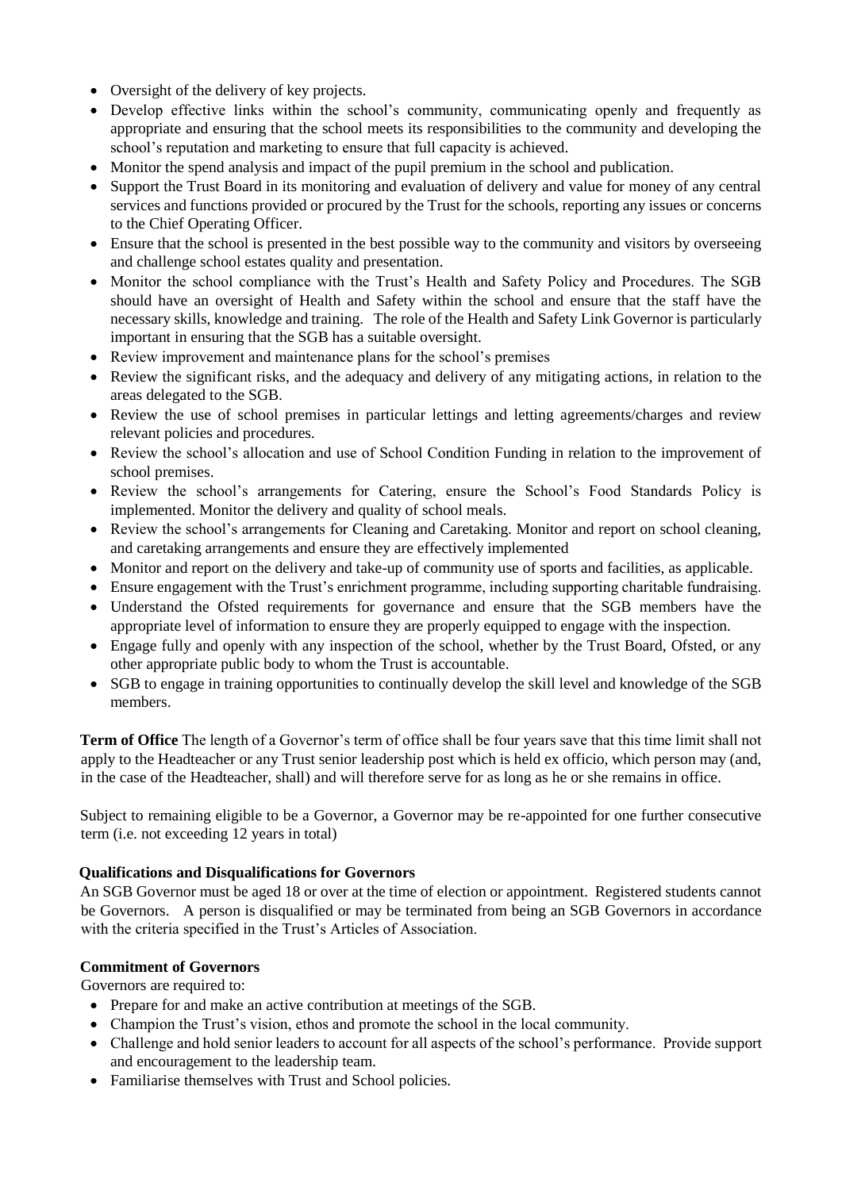- Oversight of the delivery of key projects.
- Develop effective links within the school's community, communicating openly and frequently as appropriate and ensuring that the school meets its responsibilities to the community and developing the school's reputation and marketing to ensure that full capacity is achieved.
- Monitor the spend analysis and impact of the pupil premium in the school and publication.
- Support the Trust Board in its monitoring and evaluation of delivery and value for money of any central services and functions provided or procured by the Trust for the schools, reporting any issues or concerns to the Chief Operating Officer.
- Ensure that the school is presented in the best possible way to the community and visitors by overseeing and challenge school estates quality and presentation.
- Monitor the school compliance with the Trust's Health and Safety Policy and Procedures. The SGB should have an oversight of Health and Safety within the school and ensure that the staff have the necessary skills, knowledge and training. The role of the Health and Safety Link Governor is particularly important in ensuring that the SGB has a suitable oversight.
- Review improvement and maintenance plans for the school's premises
- Review the significant risks, and the adequacy and delivery of any mitigating actions, in relation to the areas delegated to the SGB.
- Review the use of school premises in particular lettings and letting agreements/charges and review relevant policies and procedures.
- Review the school's allocation and use of School Condition Funding in relation to the improvement of school premises.
- Review the school's arrangements for Catering, ensure the School's Food Standards Policy is implemented. Monitor the delivery and quality of school meals.
- Review the school's arrangements for Cleaning and Caretaking. Monitor and report on school cleaning, and caretaking arrangements and ensure they are effectively implemented
- Monitor and report on the delivery and take-up of community use of sports and facilities, as applicable.
- Ensure engagement with the Trust's enrichment programme, including supporting charitable fundraising.
- Understand the Ofsted requirements for governance and ensure that the SGB members have the appropriate level of information to ensure they are properly equipped to engage with the inspection.
- Engage fully and openly with any inspection of the school, whether by the Trust Board, Ofsted, or any other appropriate public body to whom the Trust is accountable.
- SGB to engage in training opportunities to continually develop the skill level and knowledge of the SGB members.

**Term of Office** The length of a Governor's term of office shall be four years save that this time limit shall not apply to the Headteacher or any Trust senior leadership post which is held ex officio, which person may (and, in the case of the Headteacher, shall) and will therefore serve for as long as he or she remains in office.

Subject to remaining eligible to be a Governor, a Governor may be re-appointed for one further consecutive term (i.e. not exceeding 12 years in total)

**Qualifications and Disqualifications for Governors**

An SGB Governor must be aged 18 or over at the time of election or appointment. Registered students cannot be Governors. A person is disqualified or may be terminated from being an SGB Governors in accordance with the criteria specified in the Trust's Articles of Association.

**Commitment of Governors**

Governors are required to:

- Prepare for and make an active contribution at meetings of the SGB.
- Champion the Trust's vision, ethos and promote the school in the local community.
- Challenge and hold senior leaders to account for all aspects of the school's performance. Provide support and encouragement to the leadership team.
- Familiarise themselves with Trust and School policies.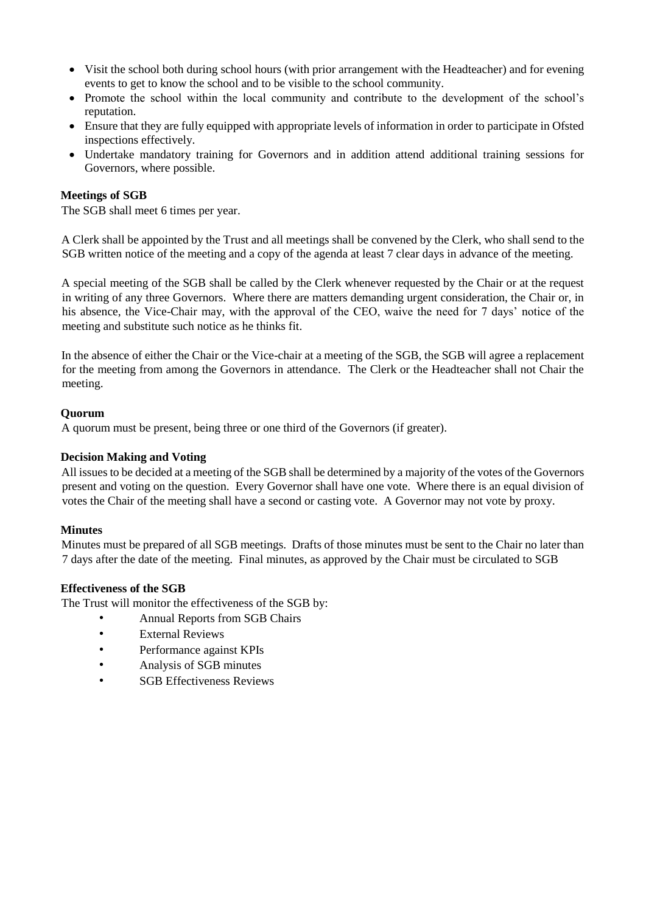- Visit the school both during school hours (with prior arrangement with the Headteacher) and for evening events to get to know the school and to be visible to the school community.
- Promote the school within the local community and contribute to the development of the school's reputation.
- Ensure that they are fully equipped with appropriate levels of information in order to participate in Ofsted inspections effectively.
- Undertake mandatory training for Governors and in addition attend additional training sessions for Governors, where possible.

**Meetings of SGB**

The SGB shall meet 6 times per year.

A Clerk shall be appointed by the Trust and all meetings shall be convened by the Clerk, who shall send to the SGB written notice of the meeting and a copy of the agenda at least 7 clear days in advance of the meeting.

A special meeting of the SGB shall be called by the Clerk whenever requested by the Chair or at the request in writing of any three Governors. Where there are matters demanding urgent consideration, the Chair or, in his absence, the Vice-Chair may, with the approval of the CEO, waive the need for 7 days' notice of the meeting and substitute such notice as he thinks fit.

In the absence of either the Chair or the Vice-chair at a meeting of the SGB, the SGB will agree a replacement for the meeting from among the Governors in attendance. The Clerk or the Headteacher shall not Chair the meeting.

**Quorum**

A quorum must be present, being three or one third of the Governors (if greater).

**Decision Making and Voting**

All issues to be decided at a meeting of the SGB shall be determined by a majority of the votes of the Governors present and voting on the question. Every Governor shall have one vote. Where there is an equal division of votes the Chair of the meeting shall have a second or casting vote. A Governor may not vote by proxy.

**Minutes**

Minutes must be prepared of all SGB meetings. Drafts of those minutes must be sent to the Chair no later than 7 days after the date of the meeting. Final minutes, as approved by the Chair must be circulated to SGB

**Effectiveness of the SGB**

The Trust will monitor the effectiveness of the SGB by:

- Annual Reports from SGB Chairs
- External Reviews
- Performance against KPIs
- Analysis of SGB minutes
- SGB Effectiveness Reviews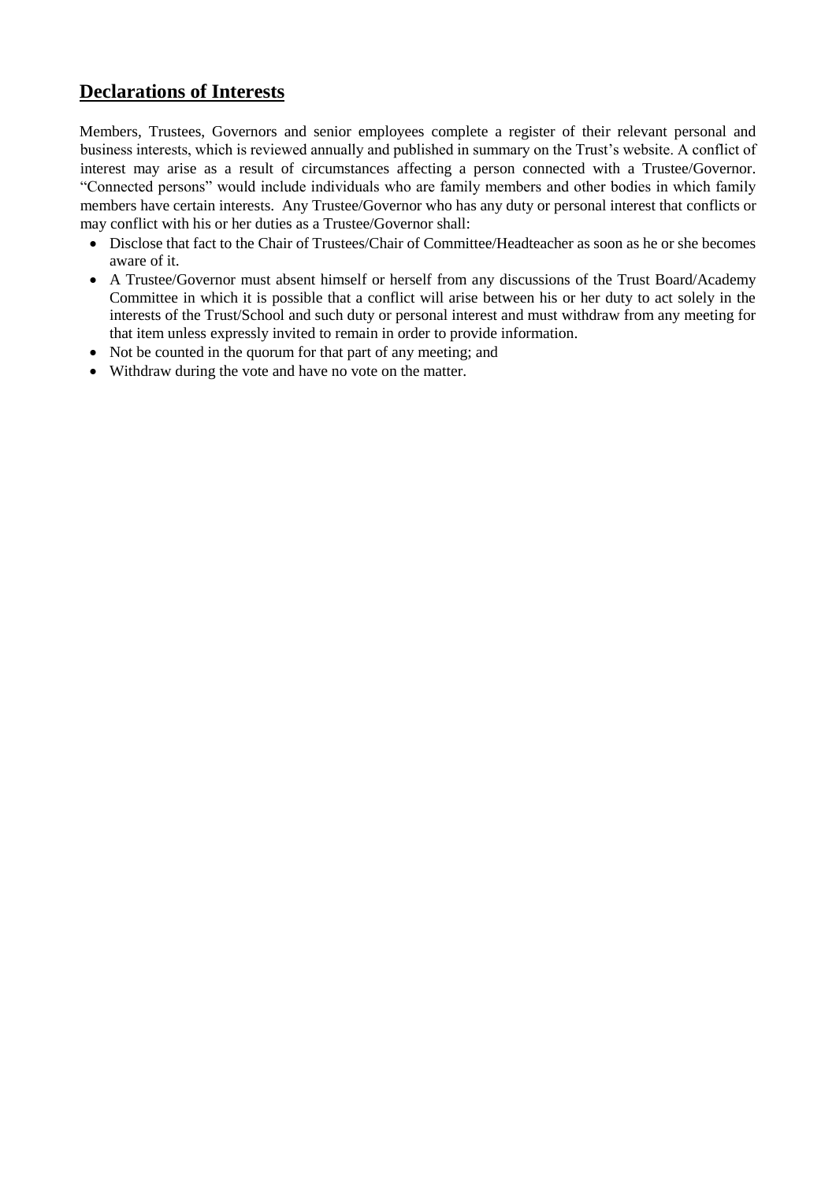## Declarations of Interests

Members, Trustees, Governors and senior employees complete a register of their relevant personal and business interests, which is reviewed annually and published in summary on the Trust's website. A conflict of interest may arise as a result of circumstances affecting a person connected with a Trustee/Governor. "Connected persons" would include individuals who are family members and other bodies in which family members have certain interests. Any Trustee/Governor who has any duty or personal interest that conflicts or may conflict with his or her duties as a Trustee/Governor shall:

- Disclose that fact to the Chair of Trustees/Chair of Committee/Headteacher as soon as he or she becomes aware of it.
- A Trustee/Governor must absent himself or herself from any discussions of the Trust Board/Academy Committee in which it is possible that a conflict will arise between his or her duty to act solely in the interests of the Trust/School and such duty or personal interest and must withdraw from any meeting for that item unless expressly invited to remain in order to provide information.
- Not be counted in the quorum for that part of any meeting; and
- Withdraw during the vote and have no vote on the matter.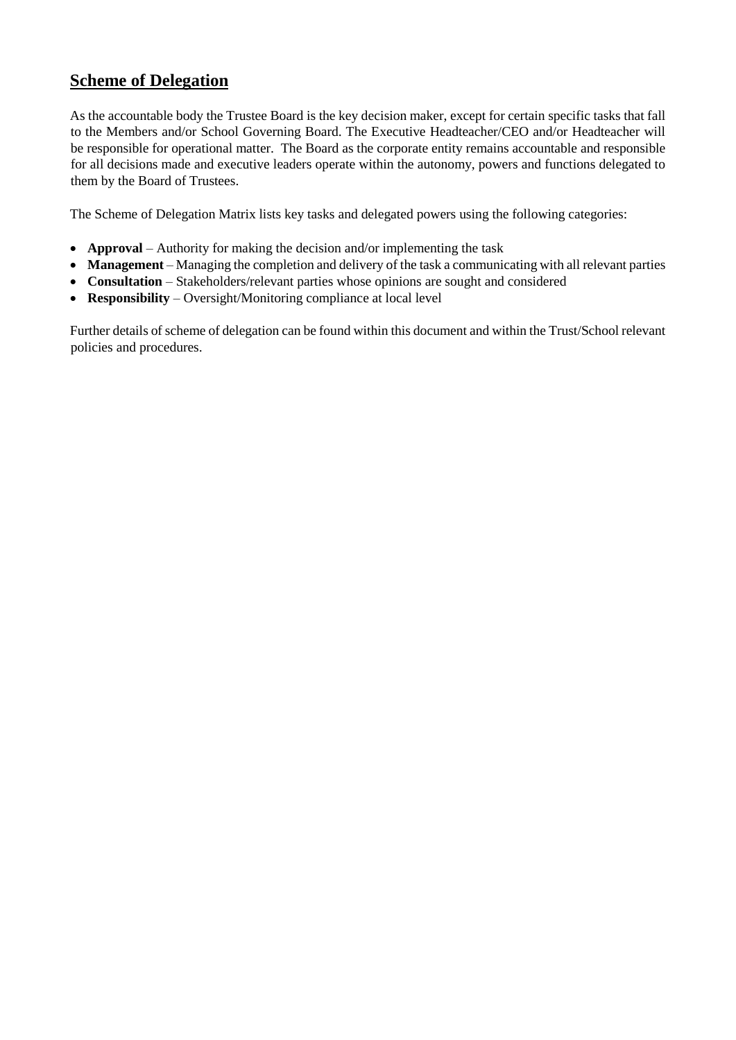## Scheme of Delegation

As the accountable body the Trustee Board is the key decision maker, except for certain specific tasks that fall to the Members and/or School Governing Board. The Executive Headteacher/CEO and/or Headteacher will be responsible for operational matter. The Board as the corporate entity remains accountable and responsible for all decisions made and executive leaders operate within the autonomy, powers and functions delegated to them by the Board of Trustees.

The Scheme of Delegation Matrix lists key tasks and delegated powers using the following categories:

- **Approval** – Authority for making the decision and/or implementing the task
- **Management** – Managing the completion and delivery of the task a communicating with all relevant parties
- **Consultation** – Stakeholders/relevant parties whose opinions are sought and considered
- **Responsibility** – Oversight/Monitoring compliance at local level

Further details of scheme of delegation can be found within this document and within the Trust/School relevant policies and procedures.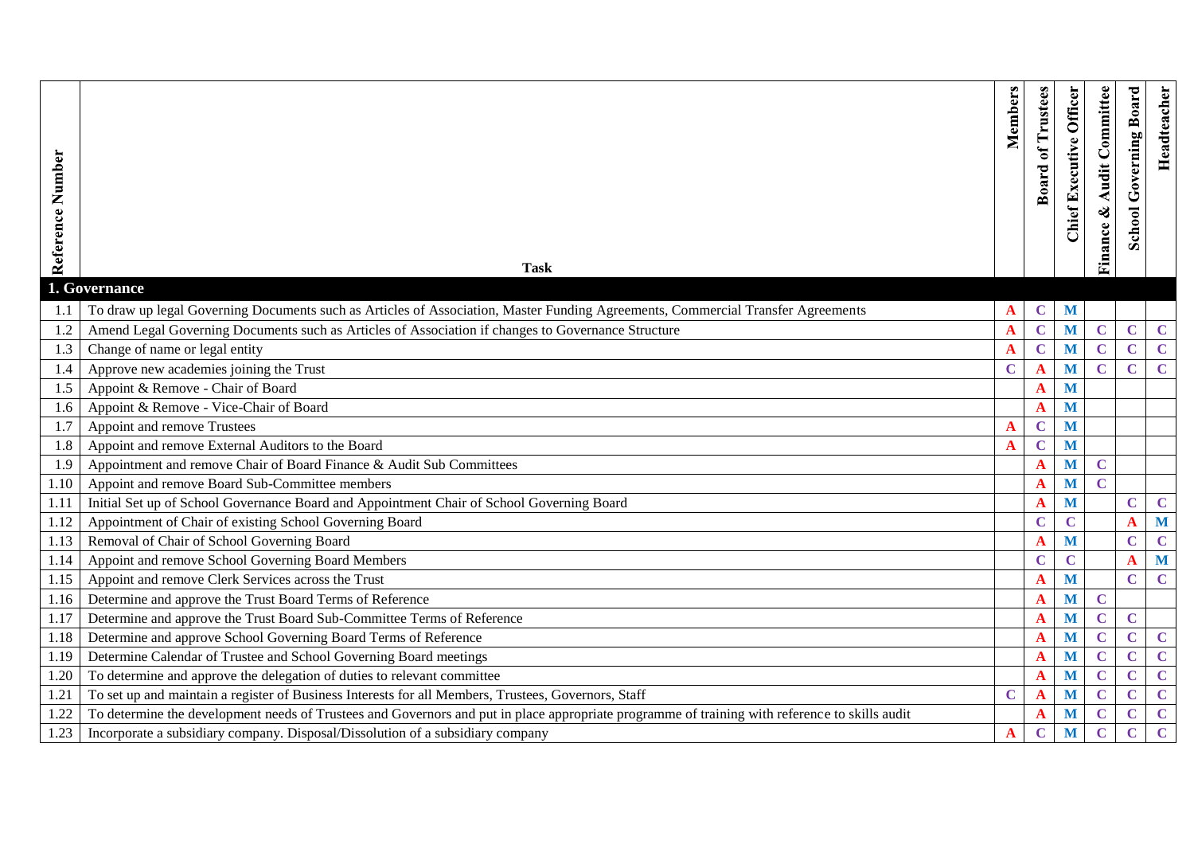| Reference Number | Task | Members | Board of Trustees | Chief Executive Officer | Finance & Audit Committee | School Governing Board | Headteacher |
|---|---|---|---|---|---|---|---|
| **1. Governance** | | | | | | | |
| 1.1 | To draw up legal Governing Documents such as Articles of Association, Master Funding Agreements, Commercial Transfer Agreements | A | C | M | | | |
| 1.2 | Amend Legal Governing Documents such as Articles of Association if changes to Governance Structure | A | C | M | C | C | C |
| 1.3 | Change of name or legal entity | A | C | M | C | C | C |
| 1.4 | Approve new academies joining the Trust | C | A | M | C | C | C |
| 1.5 | Appoint & Remove - Chair of Board | | A | M | | | |
| 1.6 | Appoint & Remove - Vice-Chair of Board | | A | M | | | |
| 1.7 | Appoint and remove Trustees | A | C | M | | | |
| 1.8 | Appoint and remove External Auditors to the Board | A | C | M | | | |
| 1.9 | Appointment and remove Chair of Board Finance & Audit Sub Committees | | A | M | C | | |
| 1.10 | Appoint and remove Board Sub-Committee members | | A | M | C | | |
| 1.11 | Initial Set up of School Governance Board and Appointment Chair of School Governing Board | | A | M | | C | C |
| 1.12 | Appointment of Chair of existing School Governing Board | | C | C | | A | M |
| 1.13 | Removal of Chair of School Governing Board | | A | M | | C | C |
| 1.14 | Appoint and remove School Governing Board Members | | C | C | | A | M |
| 1.15 | Appoint and remove Clerk Services across the Trust | | A | M | | C | C |
| 1.16 | Determine and approve the Trust Board Terms of Reference | | A | M | C | | |
| 1.17 | Determine and approve the Trust Board Sub-Committee Terms of Reference | | A | M | C | C | |
| 1.18 | Determine and approve School Governing Board Terms of Reference | | A | M | C | C | C |
| 1.19 | Determine Calendar of Trustee and School Governing Board meetings | | A | M | C | C | C |
| 1.20 | To determine and approve the delegation of duties to relevant committee | | A | M | C | C | C |
| 1.21 | To set up and maintain a register of Business Interests for all Members, Trustees, Governors, Staff | C | A | M | C | C | C |
| 1.22 | To determine the development needs of Trustees and Governors and put in place appropriate programme of training with reference to skills audit | | A | M | C | C | C |
| 1.23 | Incorporate a subsidiary company. Disposal/Dissolution of a subsidiary company | A | C | M | C | C | C |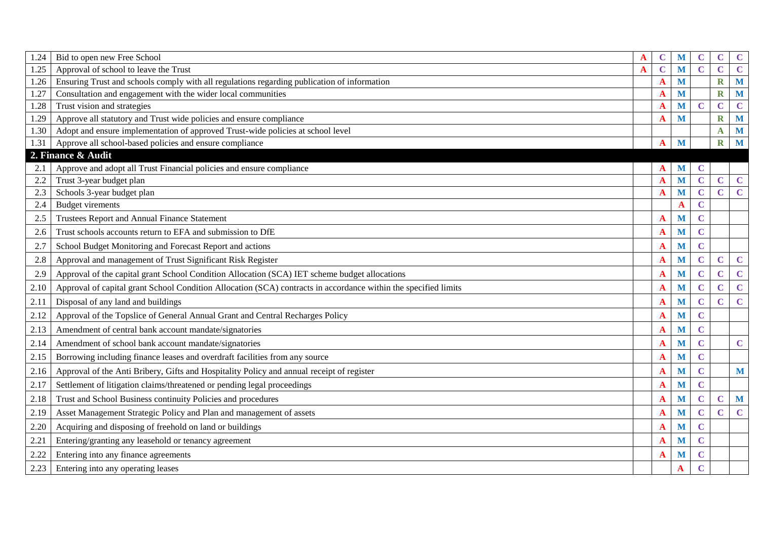| | | | | | | | |
|---|---|---|---|---|---|---|---|
| 1.24 | Bid to open new Free School | A | C | M | C | C | C |
| 1.25 | Approval of school to leave the Trust | A | C | M | C | C | C |
| 1.26 | Ensuring Trust and schools comply with all regulations regarding publication of information | | A | M | | R | M |
| 1.27 | Consultation and engagement with the wider local communities | | A | M | | R | M |
| 1.28 | Trust vision and strategies | | A | M | C | C | C |
| 1.29 | Approve all statutory and Trust wide policies and ensure compliance | | A | M | | R | M |
| 1.30 | Adopt and ensure implementation of approved Trust-wide policies at school level | | | | | A | M |
| 1.31 | Approve all school-based policies and ensure compliance | | A | M | | R | M |
| **2. Finance & Audit** | | | | | | | |
| 2.1 | Approve and adopt all Trust Financial policies and ensure compliance | | A | M | C | | |
| 2.2 | Trust 3-year budget plan | | A | M | C | C | C |
| 2.3 | Schools 3-year budget plan | | A | M | C | C | C |
| 2.4 | Budget virements | | | A | C | | |
| 2.5 | Trustees Report and Annual Finance Statement | | A | M | C | | |
| 2.6 | Trust schools accounts return to EFA and submission to DfE | | A | M | C | | |
| 2.7 | School Budget Monitoring and Forecast Report and actions | | A | M | C | | |
| 2.8 | Approval and management of Trust Significant Risk Register | | A | M | C | C | C |
| 2.9 | Approval of the capital grant School Condition Allocation (SCA) IET scheme budget allocations | | A | M | C | C | C |
| 2.10 | Approval of capital grant School Condition Allocation (SCA) contracts in accordance within the specified limits | | A | M | C | C | C |
| 2.11 | Disposal of any land and buildings | | A | M | C | C | C |
| 2.12 | Approval of the Topslice of General Annual Grant and Central Recharges Policy | | A | M | C | | |
| 2.13 | Amendment of central bank account mandate/signatories | | A | M | C | | |
| 2.14 | Amendment of school bank account mandate/signatories | | A | M | C | | C |
| 2.15 | Borrowing including finance leases and overdraft facilities from any source | | A | M | C | | |
| 2.16 | Approval of the Anti Bribery, Gifts and Hospitality Policy and annual receipt of register | | A | M | C | | M |
| 2.17 | Settlement of litigation claims/threatened or pending legal proceedings | | A | M | C | | |
| 2.18 | Trust and School Business continuity Policies and procedures | | A | M | C | C | M |
| 2.19 | Asset Management Strategic Policy and Plan and management of assets | | A | M | C | C | C |
| 2.20 | Acquiring and disposing of freehold on land or buildings | | A | M | C | | |
| 2.21 | Entering/granting any leasehold or tenancy agreement | | A | M | C | | |
| 2.22 | Entering into any finance agreements | | A | M | C | | |
| 2.23 | Entering into any operating leases | | | A | C | | |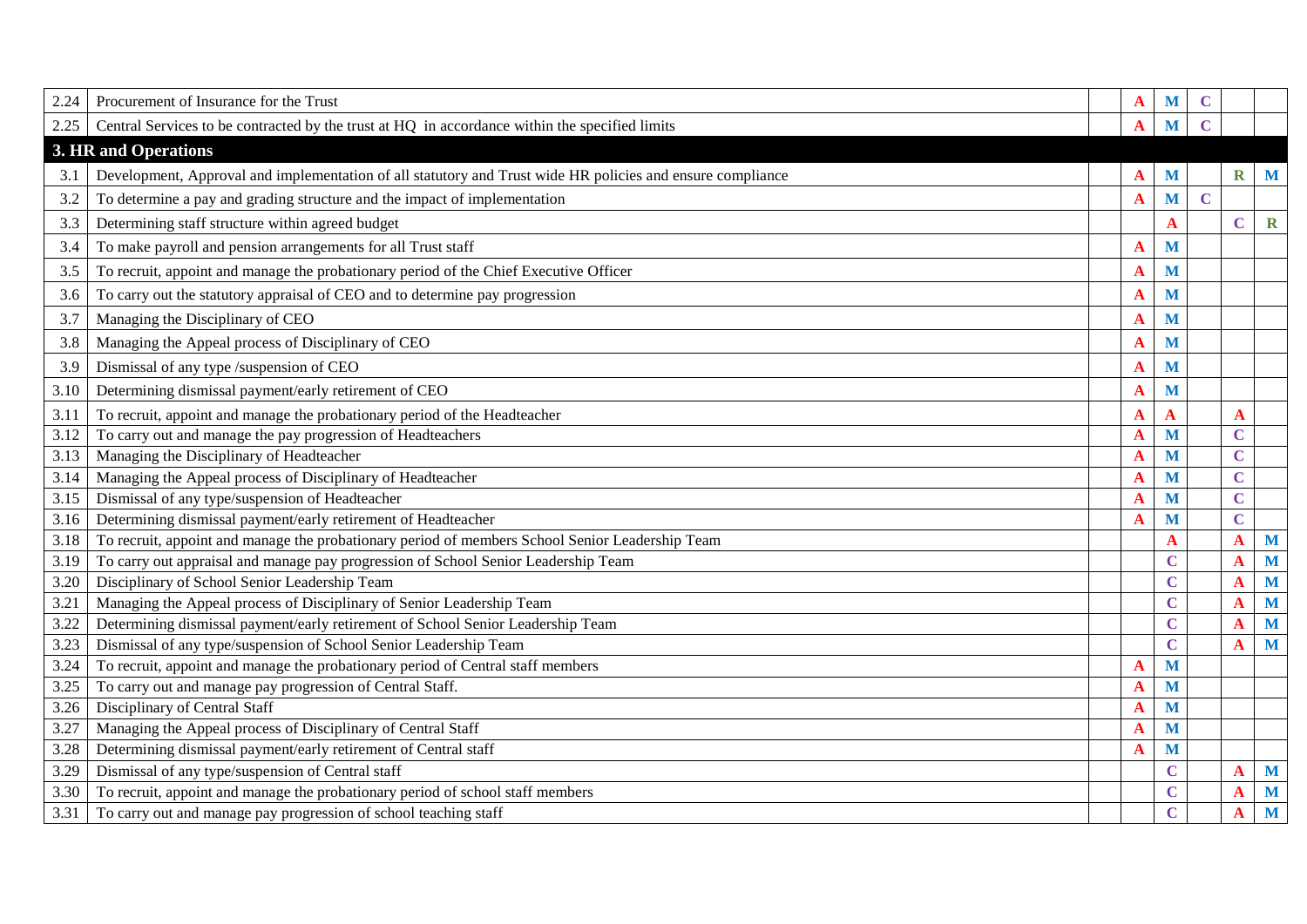| | | | | | | | |
|---|---|---|---|---|---|---|---|
| 2.24 | Procurement of Insurance for the Trust | | A | M | C | | |
| 2.25 | Central Services to be contracted by the trust at HQ in accordance within the specified limits | | A | M | C | | |
| **3. HR and Operations** | | | | | | | |
| 3.1 | Development, Approval and implementation of all statutory and Trust wide HR policies and ensure compliance | | A | M | | R | M |
| 3.2 | To determine a pay and grading structure and the impact of implementation | | A | M | C | | |
| 3.3 | Determining staff structure within agreed budget | | | A | | C | R |
| 3.4 | To make payroll and pension arrangements for all Trust staff | | A | M | | | |
| 3.5 | To recruit, appoint and manage the probationary period of the Chief Executive Officer | | A | M | | | |
| 3.6 | To carry out the statutory appraisal of CEO and to determine pay progression | | A | M | | | |
| 3.7 | Managing the Disciplinary of CEO | | A | M | | | |
| 3.8 | Managing the Appeal process of Disciplinary of CEO | | A | M | | | |
| 3.9 | Dismissal of any type /suspension of CEO | | A | M | | | |
| 3.10 | Determining dismissal payment/early retirement of CEO | | A | M | | | |
| 3.11 | To recruit, appoint and manage the probationary period of the Headteacher | | A | A | | A | |
| 3.12 | To carry out and manage the pay progression of Headteachers | | A | M | | C | |
| 3.13 | Managing the Disciplinary of Headteacher | | A | M | | C | |
| 3.14 | Managing the Appeal process of Disciplinary of Headteacher | | A | M | | C | |
| 3.15 | Dismissal of any type/suspension of Headteacher | | A | M | | C | |
| 3.16 | Determining dismissal payment/early retirement of Headteacher | | A | M | | C | |
| 3.18 | To recruit, appoint and manage the probationary period of members School Senior Leadership Team | | | A | | A | M |
| 3.19 | To carry out appraisal and manage pay progression of School Senior Leadership Team | | | C | | A | M |
| 3.20 | Disciplinary of School Senior Leadership Team | | | C | | A | M |
| 3.21 | Managing the Appeal process of Disciplinary of Senior Leadership Team | | | C | | A | M |
| 3.22 | Determining dismissal payment/early retirement of School Senior Leadership Team | | | C | | A | M |
| 3.23 | Dismissal of any type/suspension of School Senior Leadership Team | | | C | | A | M |
| 3.24 | To recruit, appoint and manage the probationary period of Central staff members | | A | M | | | |
| 3.25 | To carry out and manage pay progression of Central Staff. | | A | M | | | |
| 3.26 | Disciplinary of Central Staff | | A | M | | | |
| 3.27 | Managing the Appeal process of Disciplinary of Central Staff | | A | M | | | |
| 3.28 | Determining dismissal payment/early retirement of Central staff | | A | M | | | |
| 3.29 | Dismissal of any type/suspension of Central staff | | | C | | A | M |
| 3.30 | To recruit, appoint and manage the probationary period of school staff members | | | C | | A | M |
| 3.31 | To carry out and manage pay progression of school teaching staff | | | C | | A | M |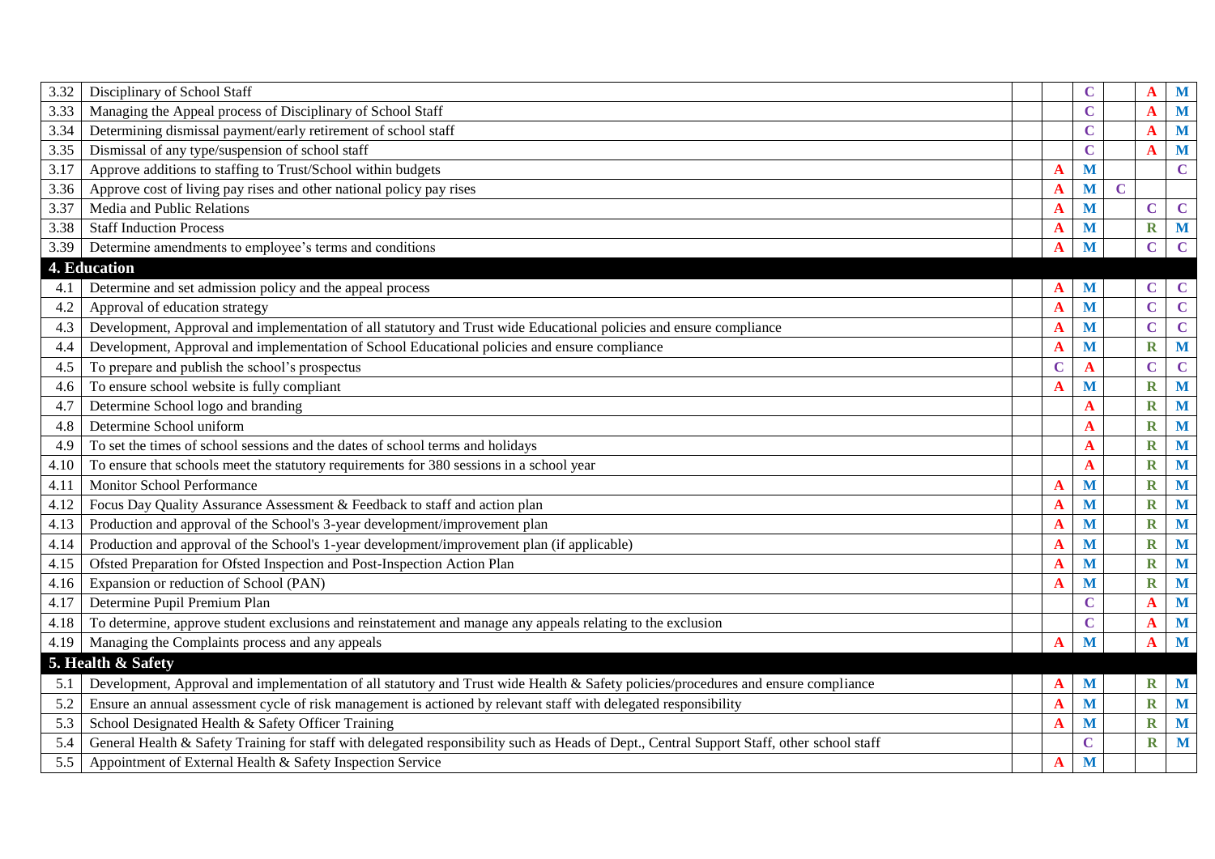| | | | | | | | |
|---|---|---|---|---|---|---|---|
| 3.32 | Disciplinary of School Staff | | | C | | A | M |
| 3.33 | Managing the Appeal process of Disciplinary of School Staff | | | C | | A | M |
| 3.34 | Determining dismissal payment/early retirement of school staff | | | C | | A | M |
| 3.35 | Dismissal of any type/suspension of school staff | | | C | | A | M |
| 3.17 | Approve additions to staffing to Trust/School within budgets | | A | M | | | C |
| 3.36 | Approve cost of living pay rises and other national policy pay rises | | A | M | C | | |
| 3.37 | Media and Public Relations | | A | M | | C | C |
| 3.38 | Staff Induction Process | | A | M | | R | M |
| 3.39 | Determine amendments to employee's terms and conditions | | A | M | | C | C |
| **4. Education** | | | | | | | |
| 4.1 | Determine and set admission policy and the appeal process | | A | M | | C | C |
| 4.2 | Approval of education strategy | | A | M | | C | C |
| 4.3 | Development, Approval and implementation of all statutory and Trust wide Educational policies and ensure compliance | | A | M | | C | C |
| 4.4 | Development, Approval and implementation of School Educational policies and ensure compliance | | A | M | | R | M |
| 4.5 | To prepare and publish the school's prospectus | | C | A | | C | C |
| 4.6 | To ensure school website is fully compliant | | A | M | | R | M |
| 4.7 | Determine School logo and branding | | | A | | R | M |
| 4.8 | Determine School uniform | | | A | | R | M |
| 4.9 | To set the times of school sessions and the dates of school terms and holidays | | | A | | R | M |
| 4.10 | To ensure that schools meet the statutory requirements for 380 sessions in a school year | | | A | | R | M |
| 4.11 | Monitor School Performance | | A | M | | R | M |
| 4.12 | Focus Day Quality Assurance Assessment & Feedback to staff and action plan | | A | M | | R | M |
| 4.13 | Production and approval of the School's 3-year development/improvement plan | | A | M | | R | M |
| 4.14 | Production and approval of the School's 1-year development/improvement plan (if applicable) | | A | M | | R | M |
| 4.15 | Ofsted Preparation for Ofsted Inspection and Post-Inspection Action Plan | | A | M | | R | M |
| 4.16 | Expansion or reduction of School (PAN) | | A | M | | R | M |
| 4.17 | Determine Pupil Premium Plan | | | C | | A | M |
| 4.18 | To determine, approve student exclusions and reinstatement and manage any appeals relating to the exclusion | | | C | | A | M |
| 4.19 | Managing the Complaints process and any appeals | | A | M | | A | M |
| **5. Health & Safety** | | | | | | | |
| 5.1 | Development, Approval and implementation of all statutory and Trust wide Health & Safety policies/procedures and ensure compliance | | A | M | | R | M |
| 5.2 | Ensure an annual assessment cycle of risk management is actioned by relevant staff with delegated responsibility | | A | M | | R | M |
| 5.3 | School Designated Health & Safety Officer Training | | A | M | | R | M |
| 5.4 | General Health & Safety Training for staff with delegated responsibility such as Heads of Dept., Central Support Staff, other school staff | | | C | | R | M |
| 5.5 | Appointment of External Health & Safety Inspection Service | | A | M | | | |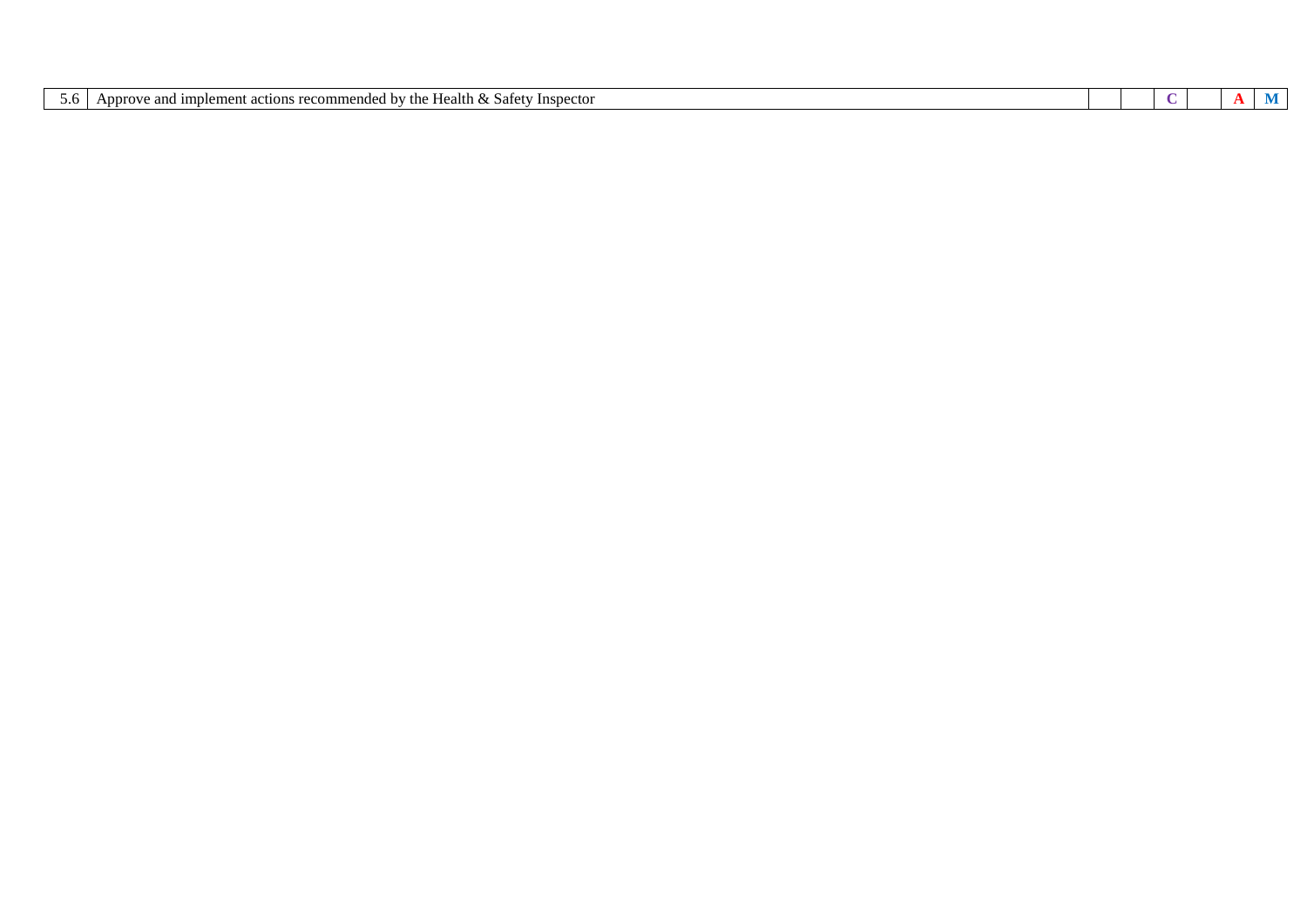| | | | | | | | | |
|---|---|---|---|---|---|---|---|---|
| 5.6 | Approve and implement actions recommended by the Health & Safety Inspector | | | C | | | A | M |